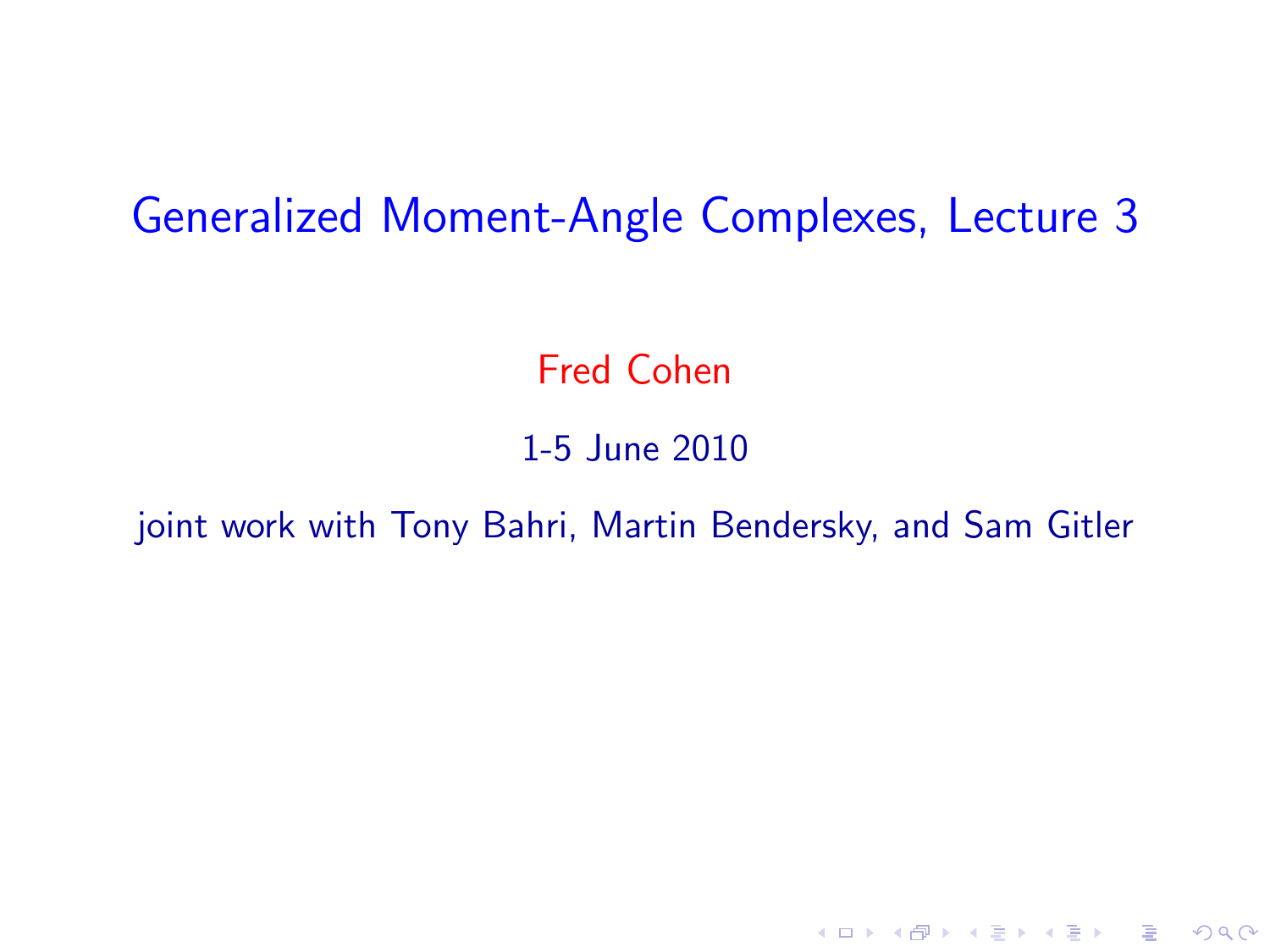# Generalized Moment-Angle Complexes, Lecture 3

Fred Cohen

1-5 June 2010

joint work with Tony Bahri, Martin Bendersky, and Sam Gitler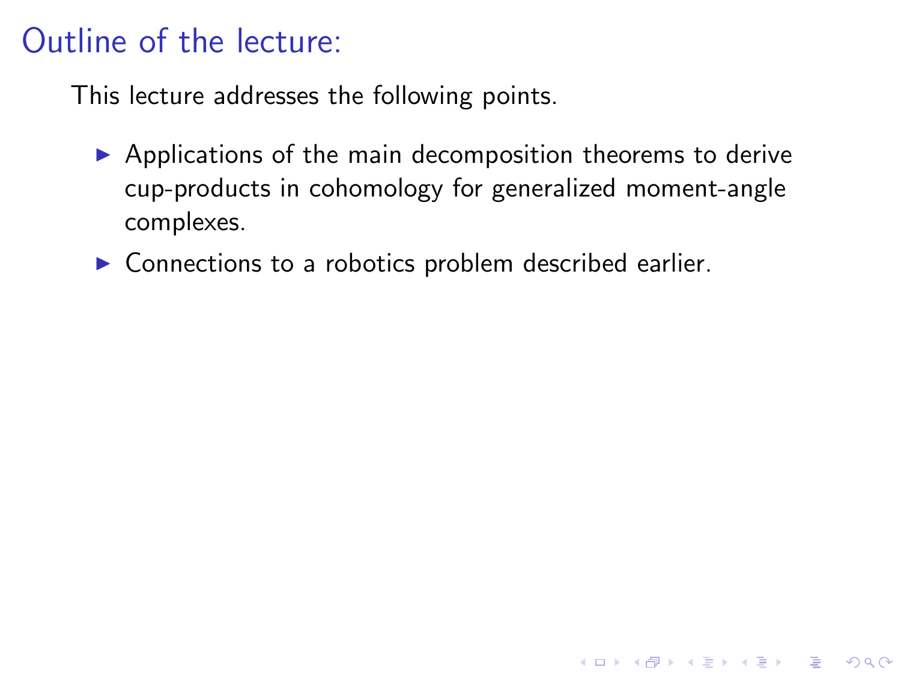# Outline of the lecture:

This lecture addresses the following points.

- Applications of the main decomposition theorems to derive cup-products in cohomology for generalized moment-angle complexes.
- Connections to a robotics problem described earlier.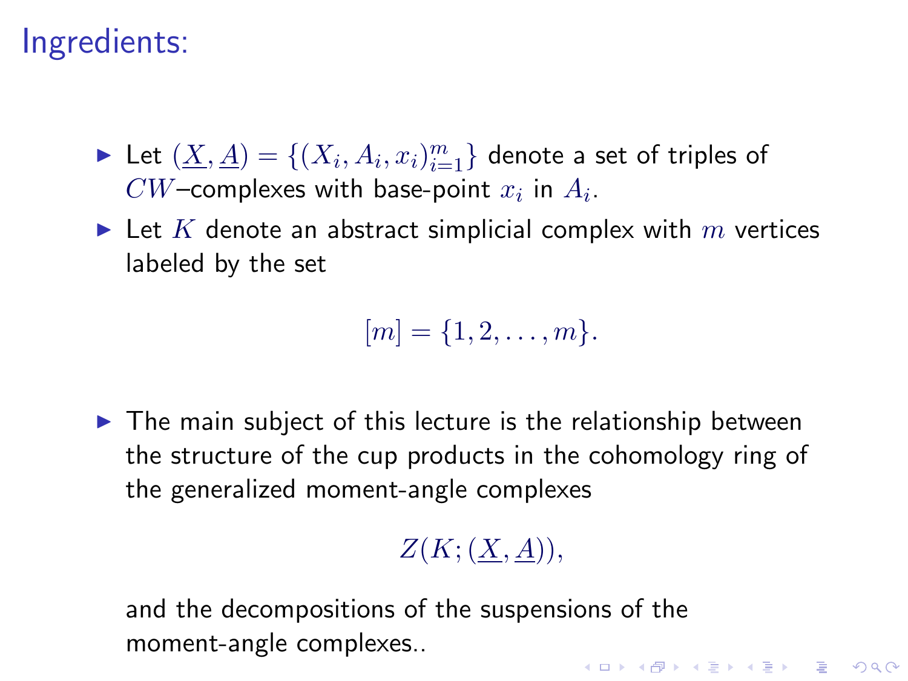# Ingredients:

- Let $(\underline{X}, \underline{A}) = \{(X_i, A_i, x_i)_{i=1}^{m}\}$ denote a set of triples of $CW$–complexes with base-point $x_i$ in $A_i$.
- Let $K$ denote an abstract simplicial complex with $m$ vertices labeled by the set

$$[m] = \{1, 2, \ldots, m\}.$$

- The main subject of this lecture is the relationship between the structure of the cup products in the cohomology ring of the generalized moment-angle complexes

$$Z(K; (\underline{X}, \underline{A})),$$

  and the decompositions of the suspensions of the moment-angle complexes..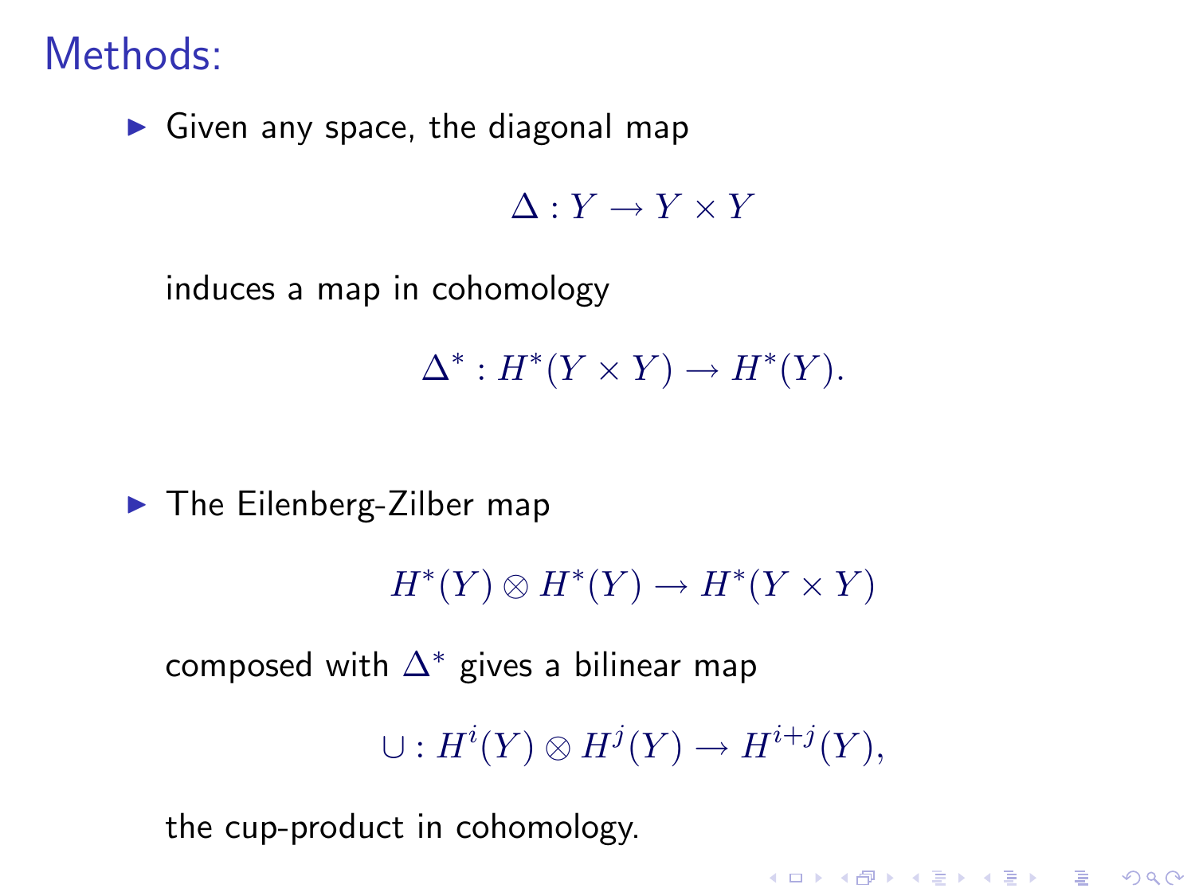# Methods:

- Given any space, the diagonal map

$$\Delta : Y \to Y \times Y$$

induces a map in cohomology

$$\Delta^* : H^*(Y \times Y) \to H^*(Y).$$

- The Eilenberg-Zilber map

$$H^*(Y) \otimes H^*(Y) \to H^*(Y \times Y)$$

composed with $\Delta^*$ gives a bilinear map

$$\cup : H^i(Y) \otimes H^j(Y) \to H^{i+j}(Y),$$

the cup-product in cohomology.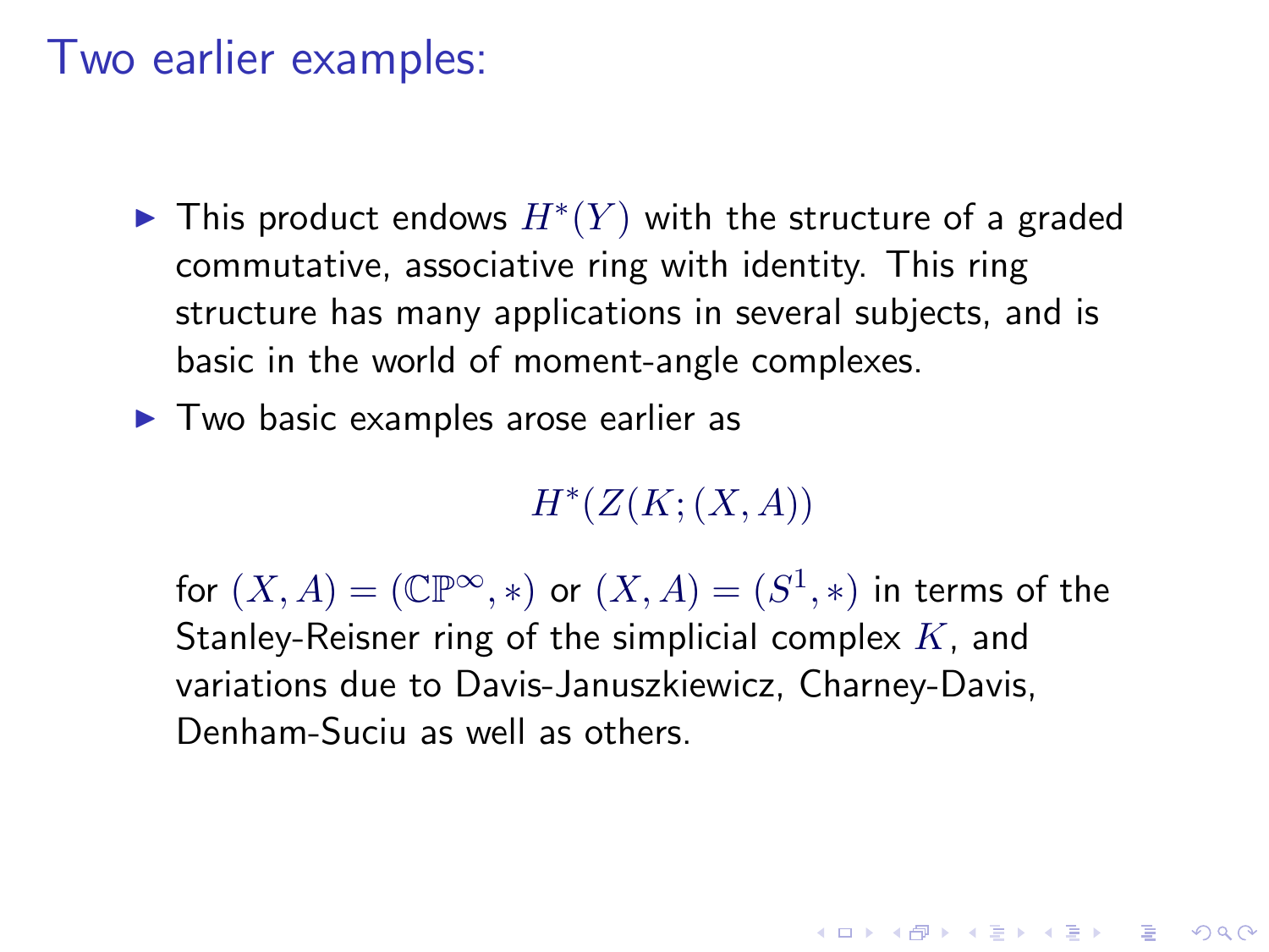# Two earlier examples:

- This product endows $H^*(Y)$ with the structure of a graded commutative, associative ring with identity. This ring structure has many applications in several subjects, and is basic in the world of moment-angle complexes.
- Two basic examples arose earlier as

$$H^*(Z(K;(X,A))$$

for $(X,A) = (\mathbb{CP}^\infty, *)$ or $(X,A) = (S^1, *)$ in terms of the Stanley-Reisner ring of the simplicial complex $K$, and variations due to Davis-Januszkiewicz, Charney-Davis, Denham-Suciu as well as others.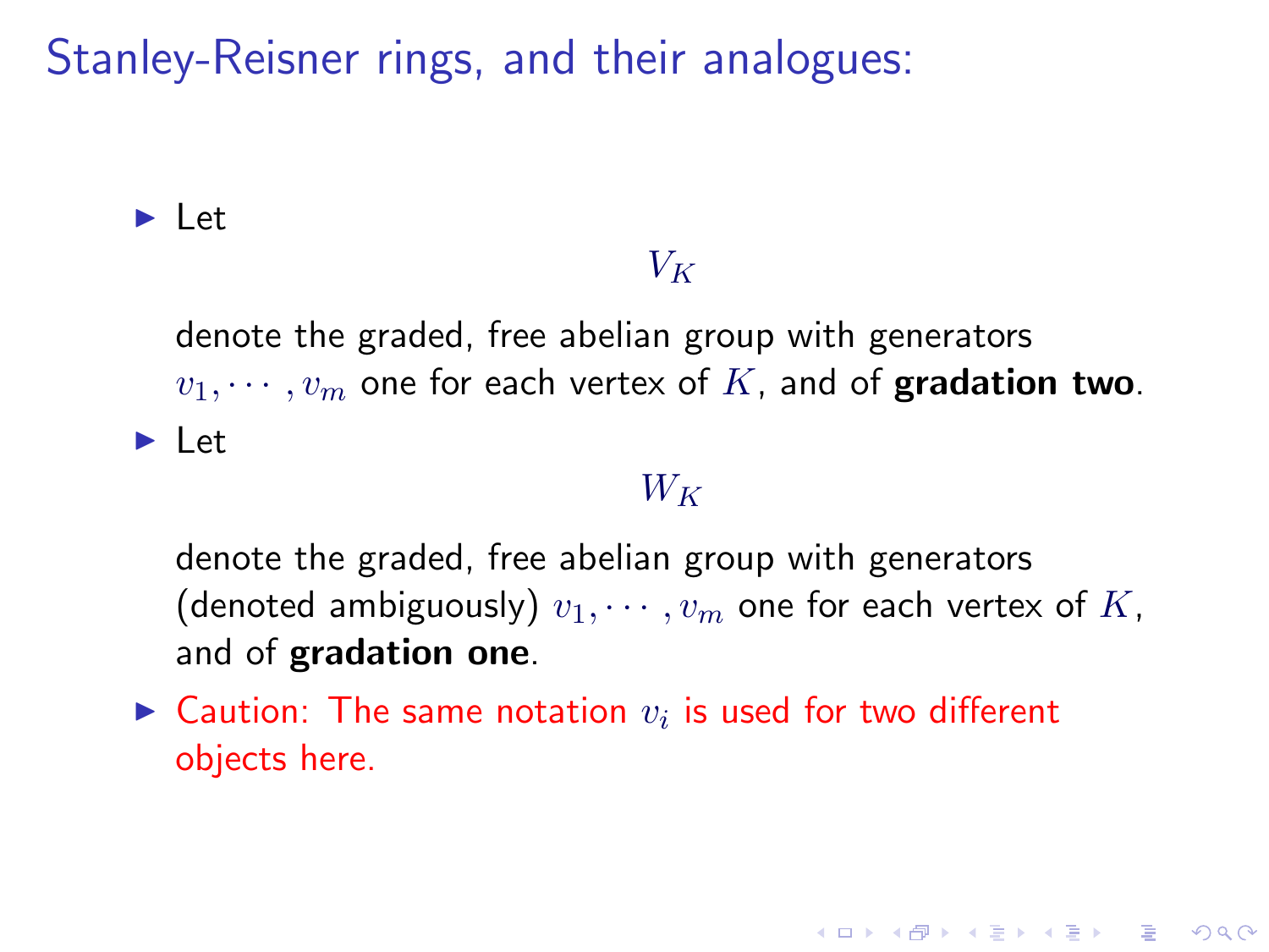# Stanley-Reisner rings, and their analogues:

- Let

$$V_K$$

denote the graded, free abelian group with generators $v_1, \cdots, v_m$ one for each vertex of $K$, and of **gradation two**.

- Let

$$W_K$$

denote the graded, free abelian group with generators (denoted ambiguously) $v_1, \cdots, v_m$ one for each vertex of $K$, and of **gradation one**.

- Caution: The same notation $v_i$ is used for two different objects here.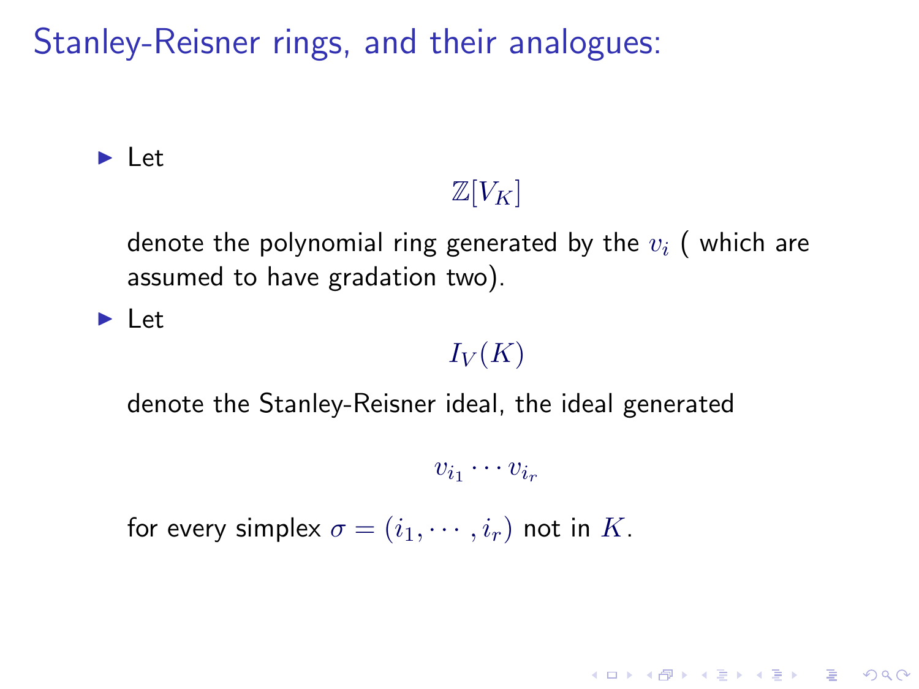## Stanley-Reisner rings, and their analogues:

- Let

  $$\mathbb{Z}[V_K]$$

  denote the polynomial ring generated by the $v_i$ ( which are assumed to have gradation two).

- Let

  $$I_V(K)$$

  denote the Stanley-Reisner ideal, the ideal generated

  $$v_{i_1} \cdots v_{i_r}$$

  for every simplex $\sigma = (i_1, \cdots, i_r)$ not in $K$.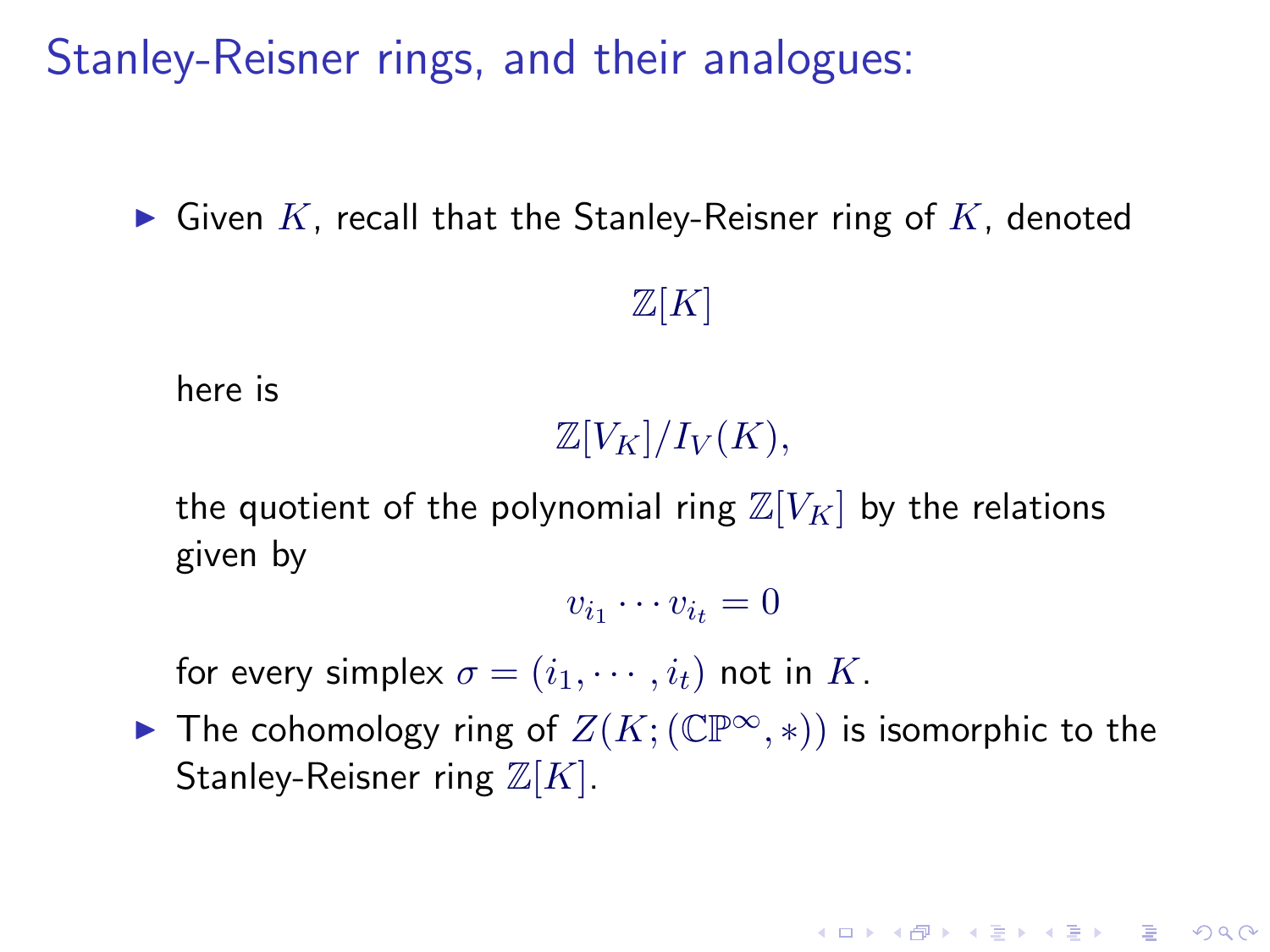# Stanley-Reisner rings, and their analogues:

- Given $K$, recall that the Stanley-Reisner ring of $K$, denoted

  $$\mathbb{Z}[K]$$

  here is

  $$\mathbb{Z}[V_K]/I_V(K),$$

  the quotient of the polynomial ring $\mathbb{Z}[V_K]$ by the relations given by

  $$v_{i_1} \cdots v_{i_t} = 0$$

  for every simplex $\sigma = (i_1, \cdots, i_t)$ not in $K$.
- The cohomology ring of $Z(K; (\mathbb{CP}^\infty, *))$ is isomorphic to the Stanley-Reisner ring $\mathbb{Z}[K]$.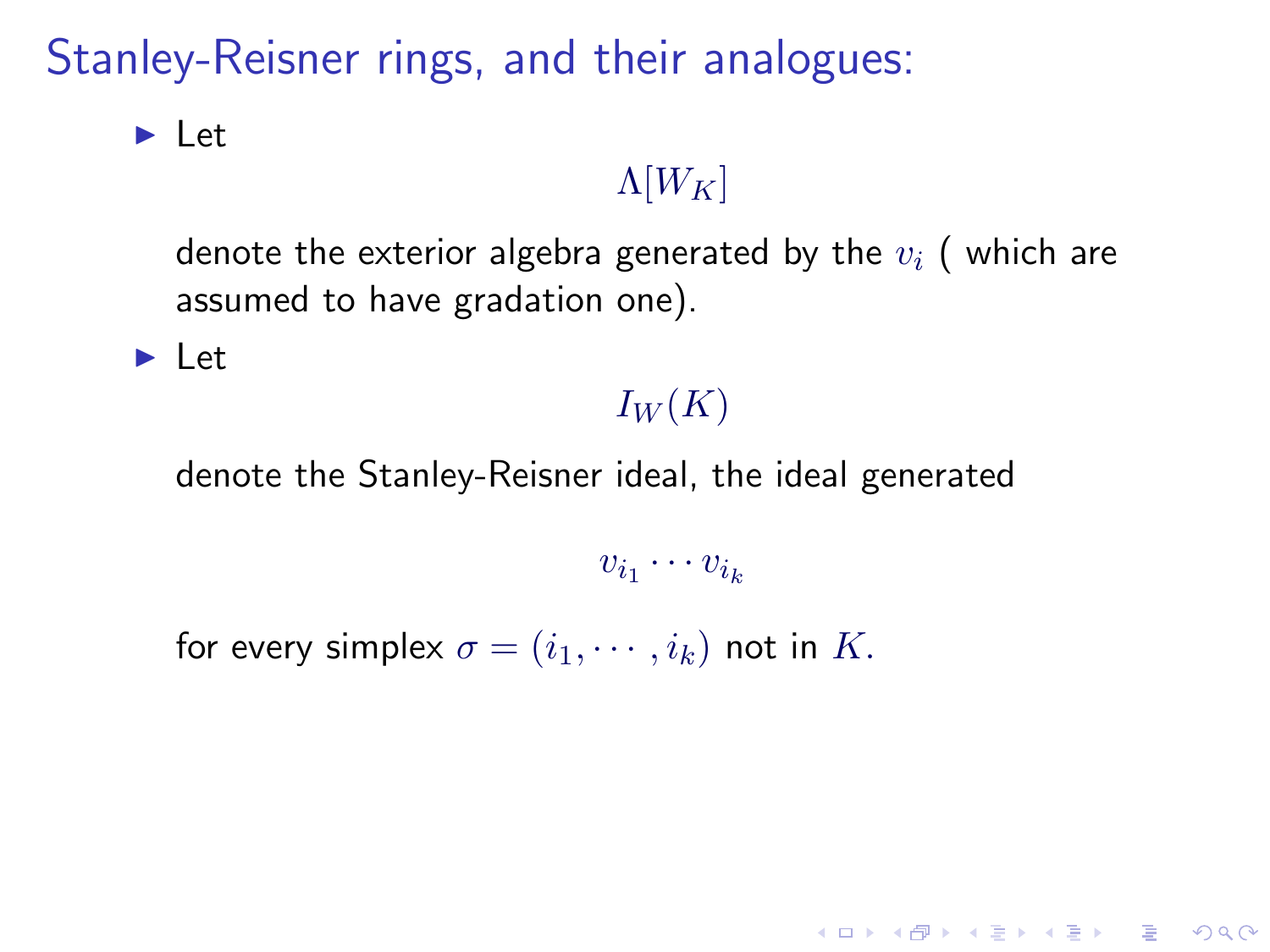# Stanley-Reisner rings, and their analogues:

- Let

  $$\Lambda[W_K]$$

  denote the exterior algebra generated by the $v_i$ ( which are assumed to have gradation one).

- Let

  $$I_W(K)$$

  denote the Stanley-Reisner ideal, the ideal generated

  $$v_{i_1} \cdots v_{i_k}$$

  for every simplex $\sigma = (i_1, \cdots, i_k)$ not in $K$.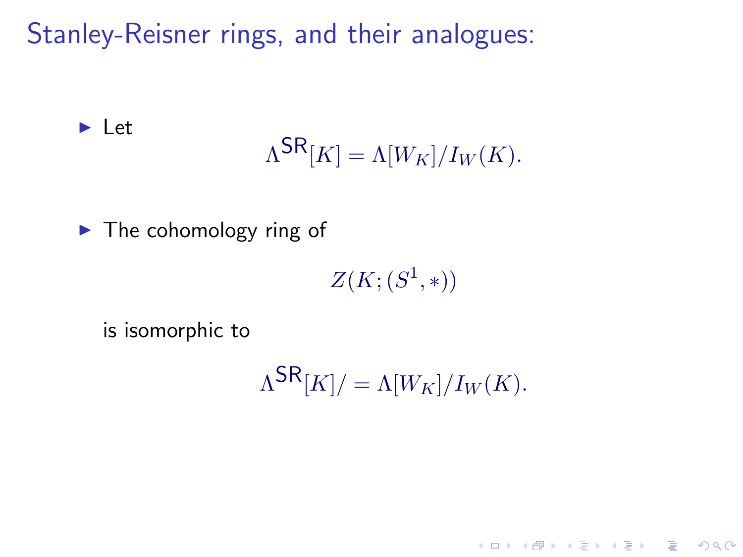# Stanley-Reisner rings, and their analogues:

- Let

$$\Lambda^{\mathsf{SR}}[K] = \Lambda[W_K]/I_W(K).$$

- The cohomology ring of

$$Z(K; (S^1, *))$$

is isomorphic to

$$\Lambda^{\mathsf{SR}}[K]/ = \Lambda[W_K]/I_W(K).$$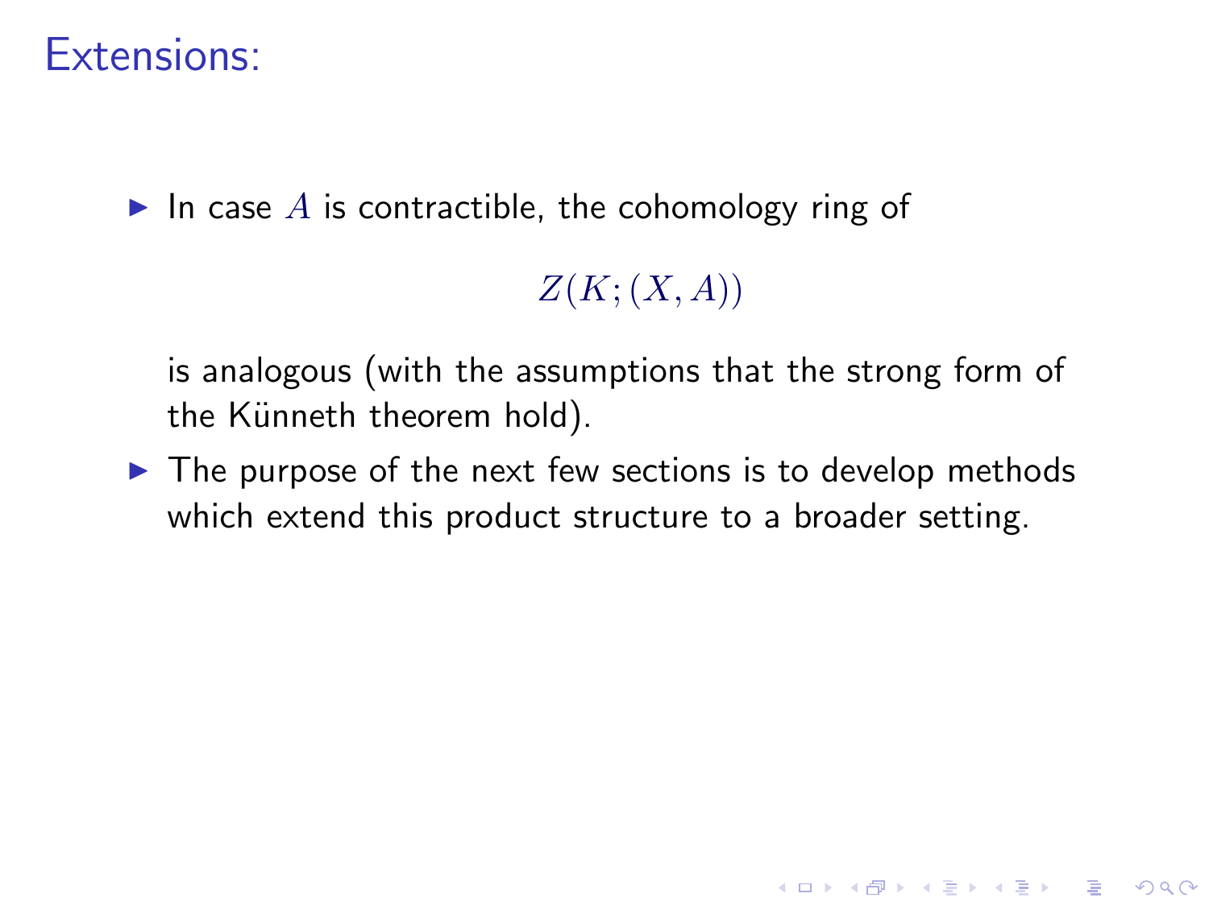# Extensions:

- In case $A$ is contractible, the cohomology ring of

$$Z(K;(X,A))$$

  is analogous (with the assumptions that the strong form of the Künneth theorem hold).

- The purpose of the next few sections is to develop methods which extend this product structure to a broader setting.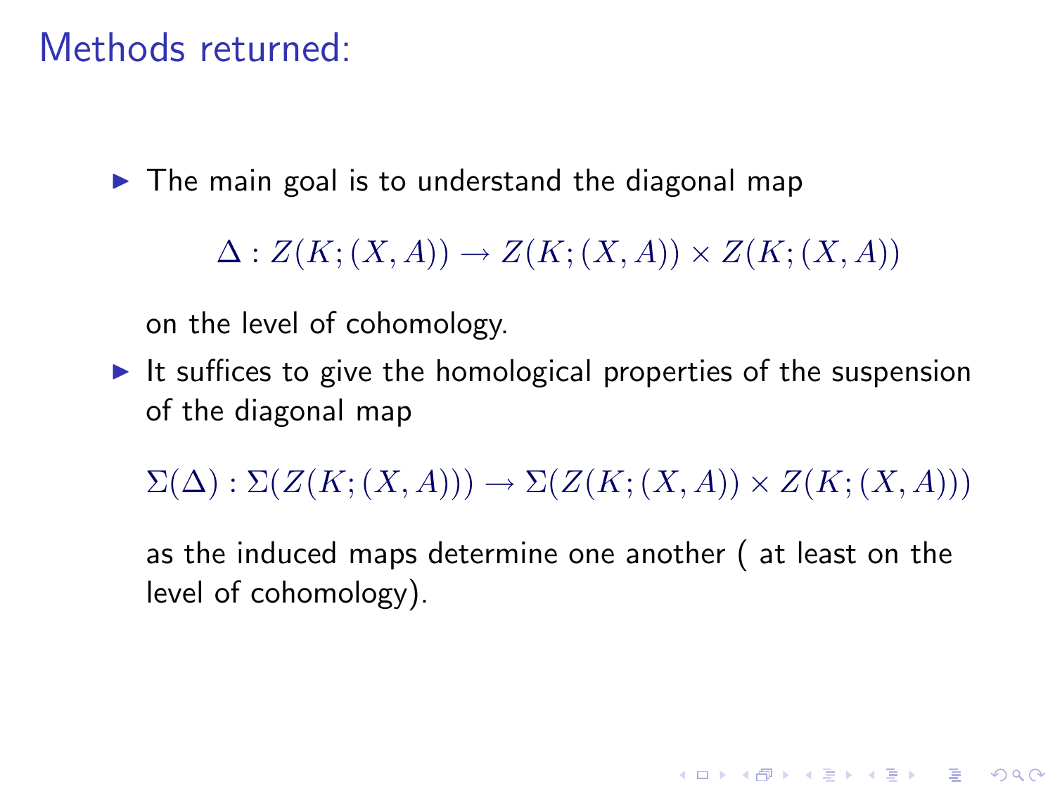# Methods returned:

- The main goal is to understand the diagonal map

$$\Delta : Z(K;(X,A)) \to Z(K;(X,A)) \times Z(K;(X,A))$$

on the level of cohomology.

- It suffices to give the homological properties of the suspension of the diagonal map

$$\Sigma(\Delta) : \Sigma(Z(K;(X,A))) \to \Sigma(Z(K;(X,A)) \times Z(K;(X,A)))$$

as the induced maps determine one another ( at least on the level of cohomology).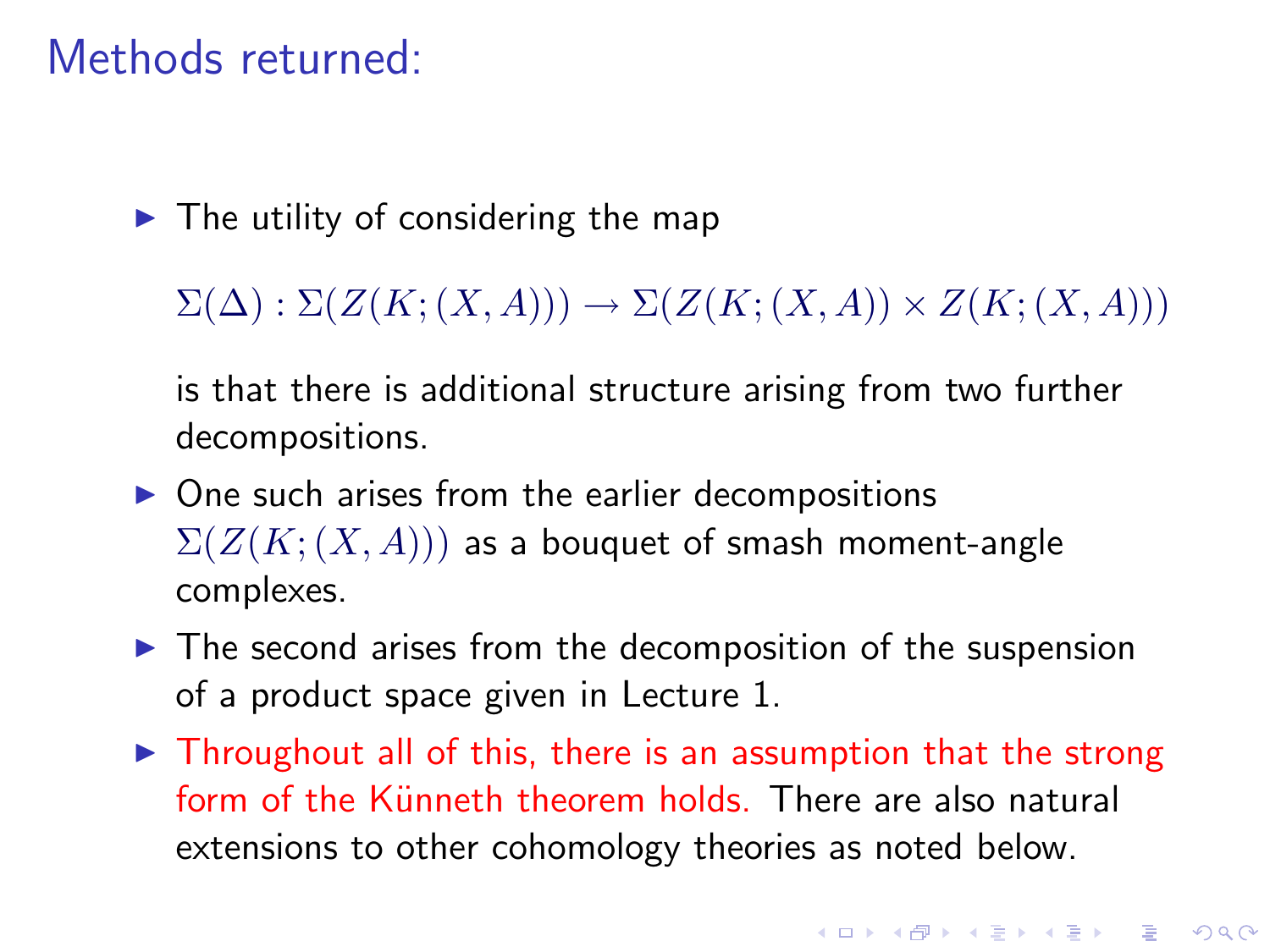## Methods returned:

- The utility of considering the map

  $$\Sigma(\Delta) : \Sigma(Z(K;(X,A))) \rightarrow \Sigma(Z(K;(X,A)) \times Z(K;(X,A)))$$

  is that there is additional structure arising from two further decompositions.
- One such arises from the earlier decompositions $\Sigma(Z(K;(X,A)))$ as a bouquet of smash moment-angle complexes.
- The second arises from the decomposition of the suspension of a product space given in Lecture 1.
- Throughout all of this, there is an assumption that the strong form of the Künneth theorem holds. There are also natural extensions to other cohomology theories as noted below.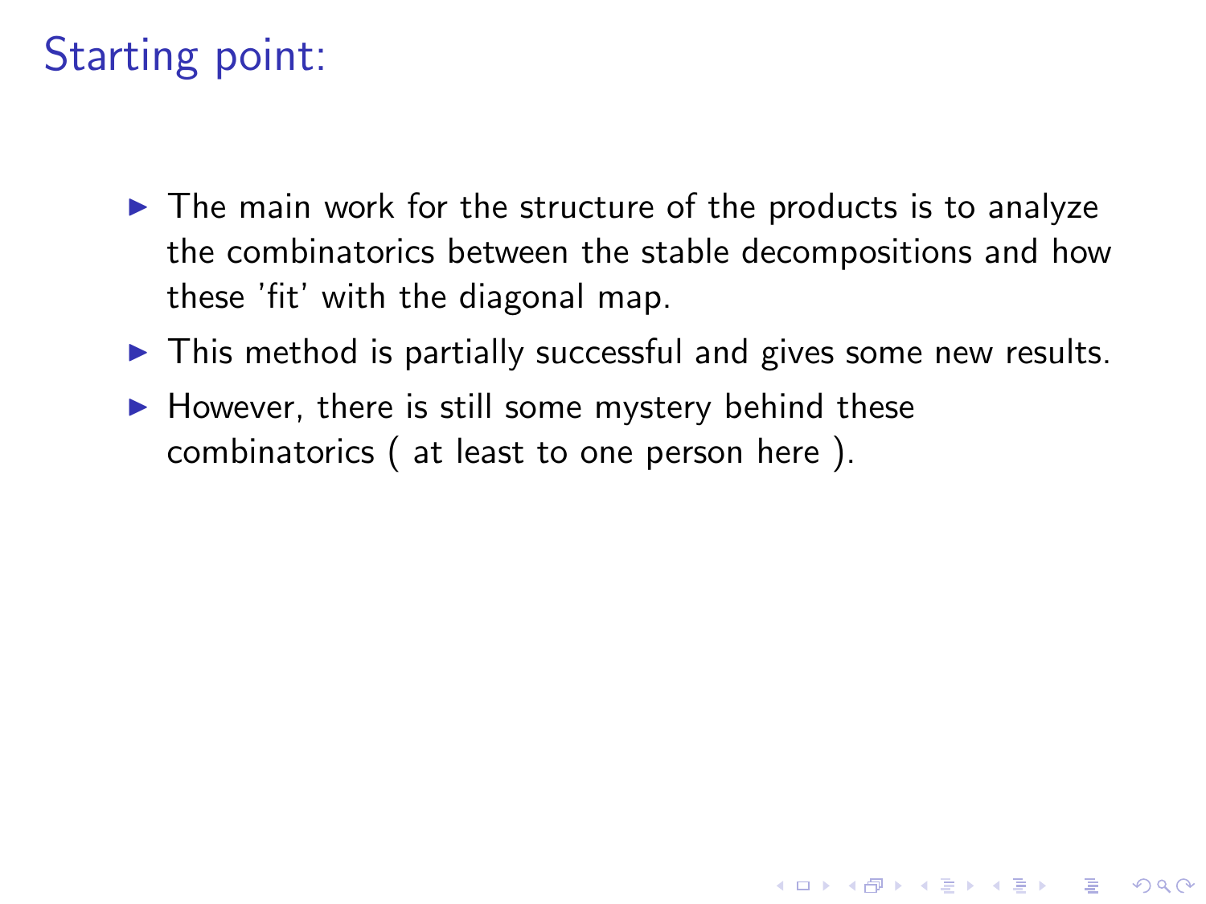# Starting point:

- The main work for the structure of the products is to analyze the combinatorics between the stable decompositions and how these 'fit' with the diagonal map.
- This method is partially successful and gives some new results.
- However, there is still some mystery behind these combinatorics ( at least to one person here ).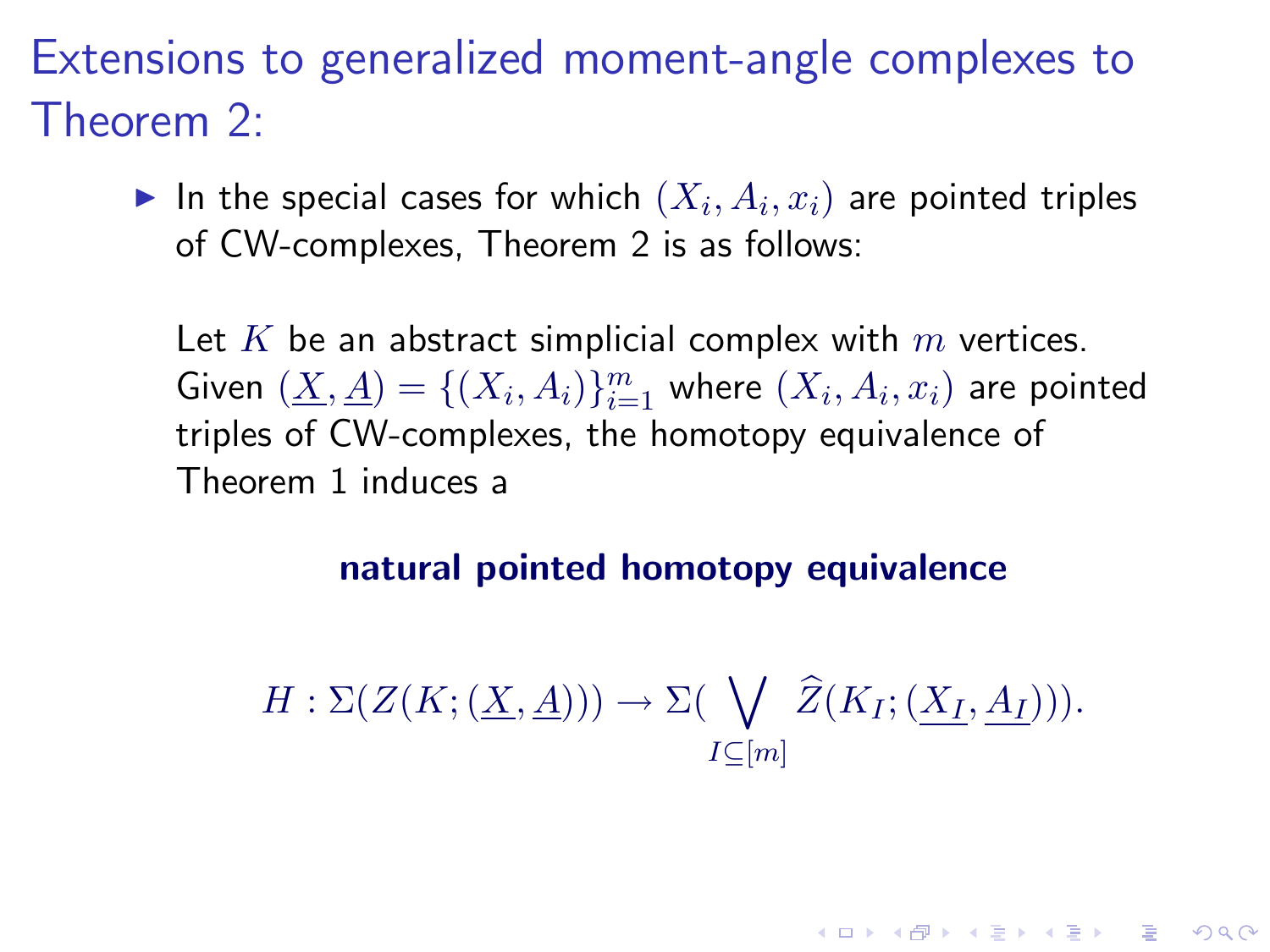# Extensions to generalized moment-angle complexes to Theorem 2:

- In the special cases for which $(X_i, A_i, x_i)$ are pointed triples of CW-complexes, Theorem 2 is as follows:

  Let $K$ be an abstract simplicial complex with $m$ vertices. Given $(\underline{X}, \underline{A}) = \{(X_i, A_i)\}_{i=1}^m$ where $(X_i, A_i, x_i)$ are pointed triples of CW-complexes, the homotopy equivalence of Theorem 1 induces a

  **natural pointed homotopy equivalence**

$$H : \Sigma(Z(K; (\underline{X}, \underline{A}))) \to \Sigma(\bigvee_{I \subseteq [m]} \widehat{Z}(K_I; (\underline{X_I}, \underline{A_I}))).$$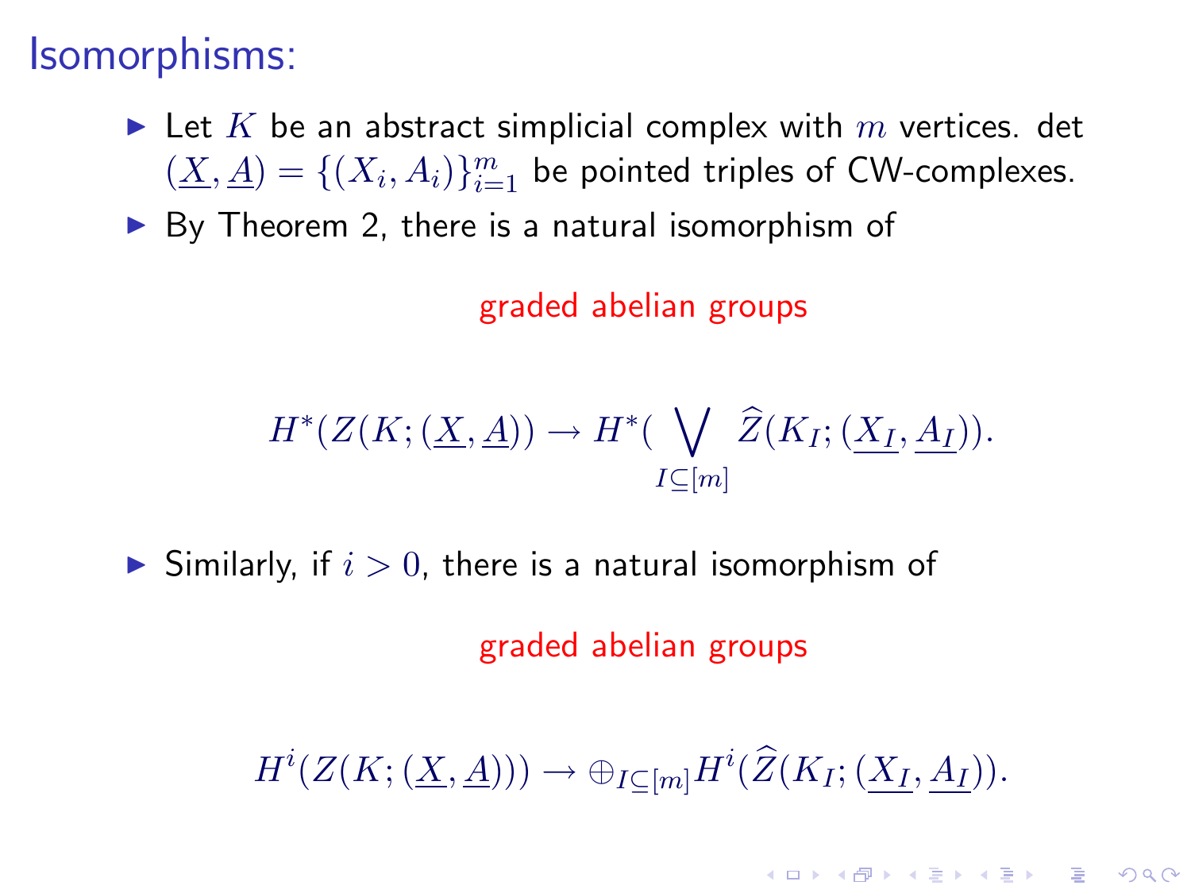# Isomorphisms:

- Let $K$ be an abstract simplicial complex with $m$ vertices. det $(\underline{X}, \underline{A}) = \{(X_i, A_i)\}_{i=1}^{m}$ be pointed triples of CW-complexes.
- By Theorem 2, there is a natural isomorphism of

  graded abelian groups

$$H^*(Z(K; (\underline{X}, \underline{A})) \to H^*( \bigvee_{I \subseteq [m]} \widehat{Z}(K_I; (\underline{X_I}, \underline{A_I})).$$

- Similarly, if $i > 0$, there is a natural isomorphism of

  graded abelian groups

$$H^i(Z(K; (\underline{X}, \underline{A}))) \to \oplus_{I \subseteq [m]} H^i(\widehat{Z}(K_I; (\underline{X_I}, \underline{A_I})).$$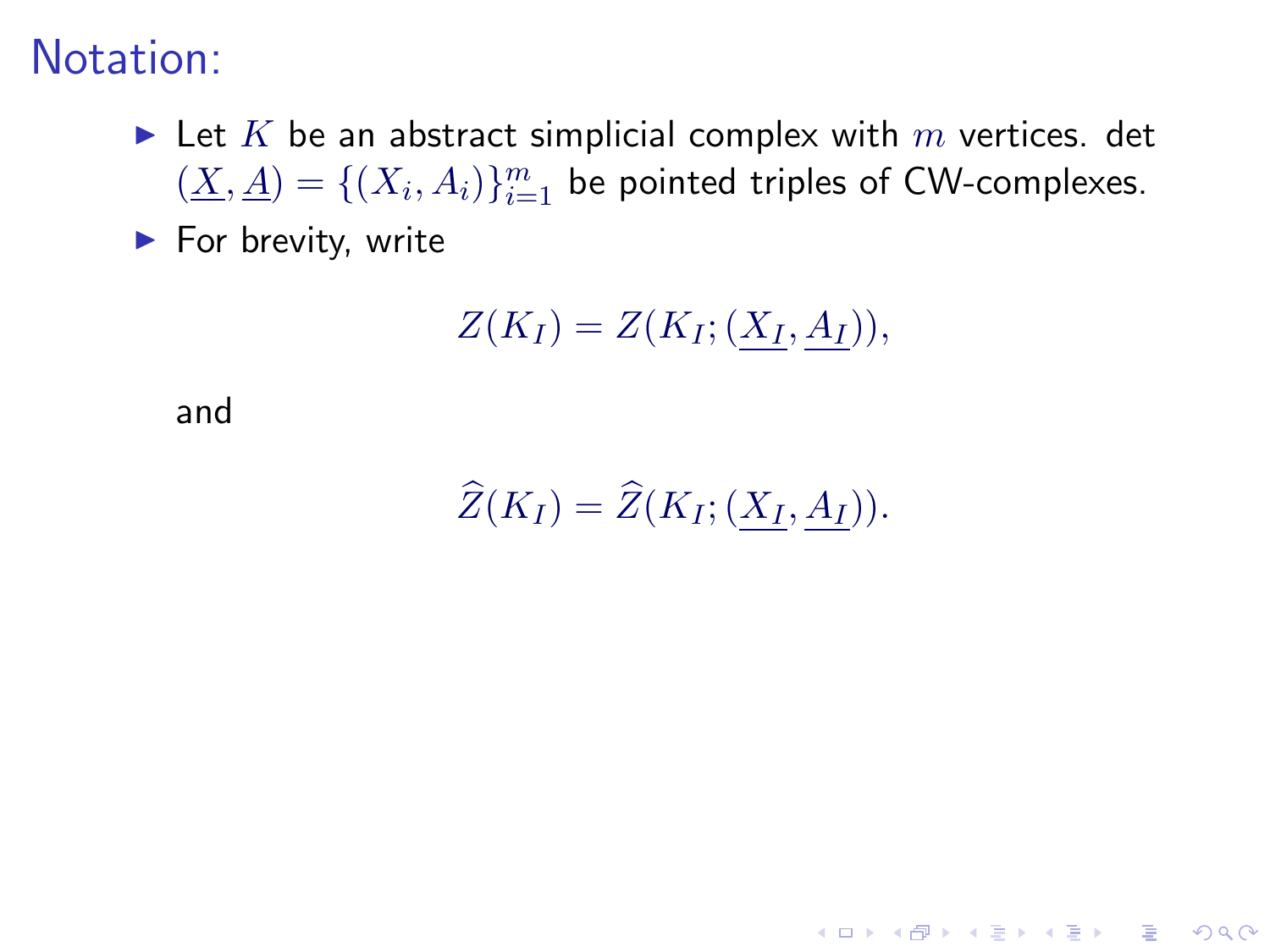# Notation:

- Let $K$ be an abstract simplicial complex with $m$ vertices. det $(\underline{X}, \underline{A}) = \{(X_i, A_i)\}_{i=1}^m$ be pointed triples of CW-complexes.
- For brevity, write

$$Z(K_I) = Z(K_I; (\underline{X_I}, \underline{A_I})),$$

and

$$\widehat{Z}(K_I) = \widehat{Z}(K_I; (\underline{X_I}, \underline{A_I})).$$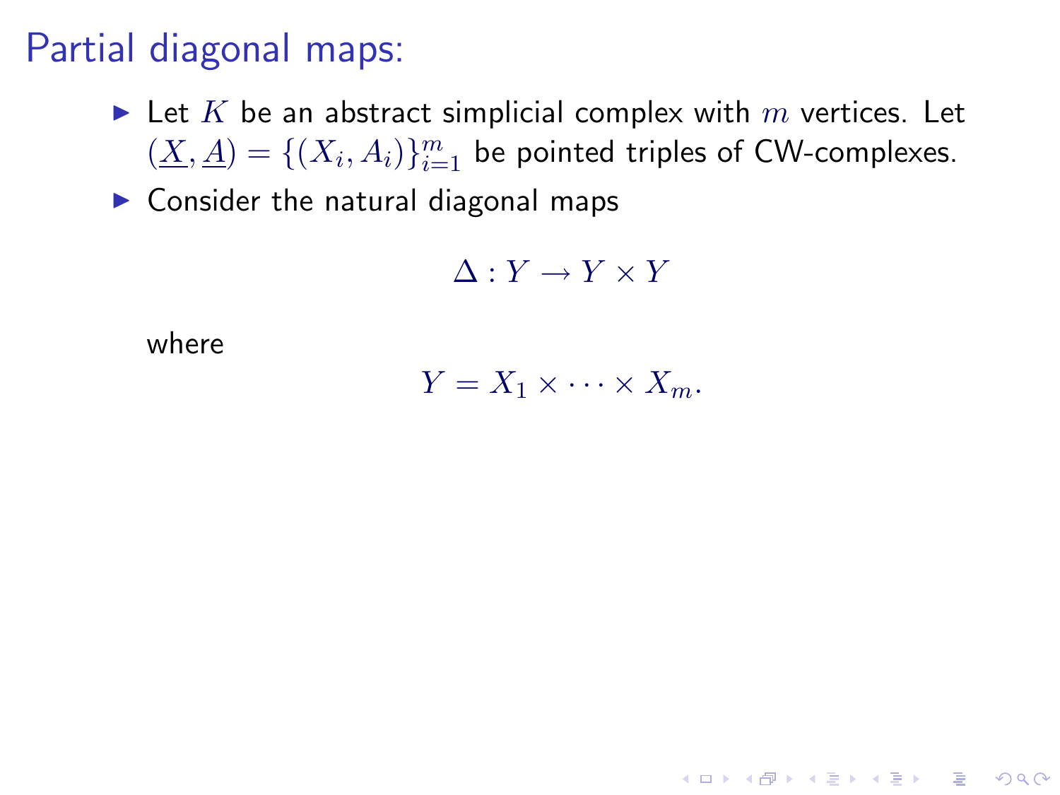# Partial diagonal maps:

- Let $K$ be an abstract simplicial complex with $m$ vertices. Let $(\underline{X}, \underline{A}) = \{(X_i, A_i)\}_{i=1}^m$ be pointed triples of CW-complexes.
- Consider the natural diagonal maps

$$\Delta : Y \to Y \times Y$$

where

$$Y = X_1 \times \cdots \times X_m.$$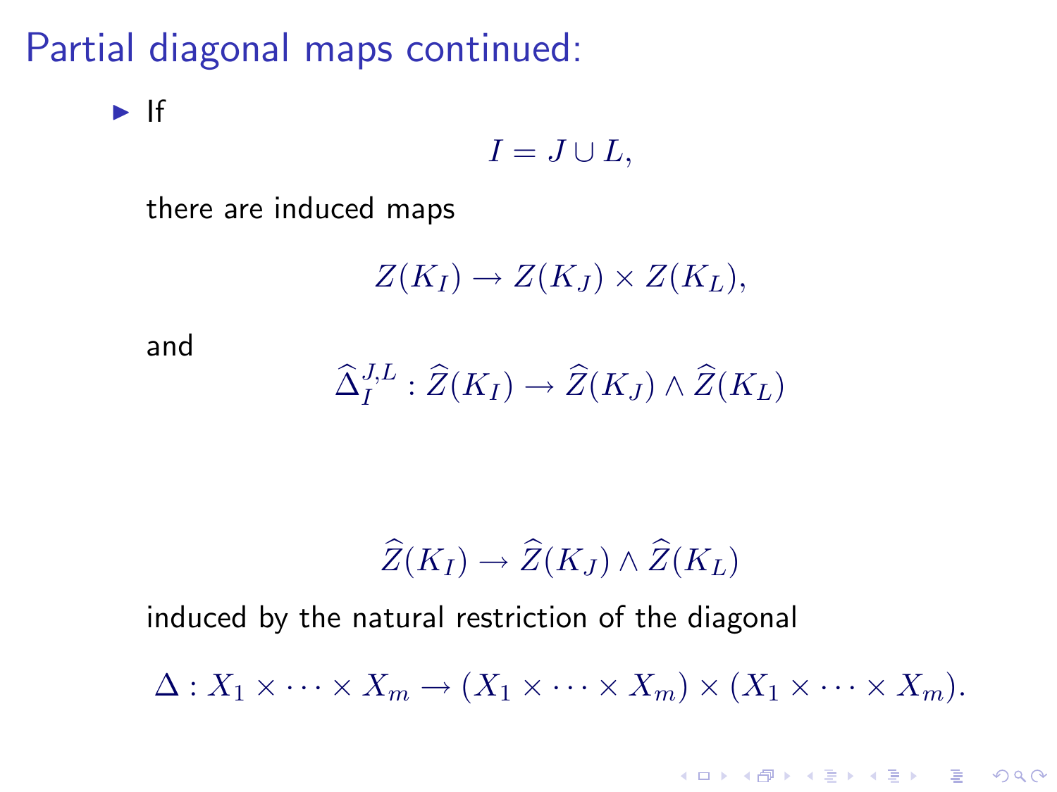# Partial diagonal maps continued:

- If

$$I = J \cup L,$$

there are induced maps

$$Z(K_I) \to Z(K_J) \times Z(K_L),$$

and

$$\widehat{\Delta}_I^{J,L} : \widehat{Z}(K_I) \to \widehat{Z}(K_J) \wedge \widehat{Z}(K_L)$$

$$\widehat{Z}(K_I) \to \widehat{Z}(K_J) \wedge \widehat{Z}(K_L)$$

induced by the natural restriction of the diagonal

$$\Delta : X_1 \times \cdots \times X_m \to (X_1 \times \cdots \times X_m) \times (X_1 \times \cdots \times X_m).$$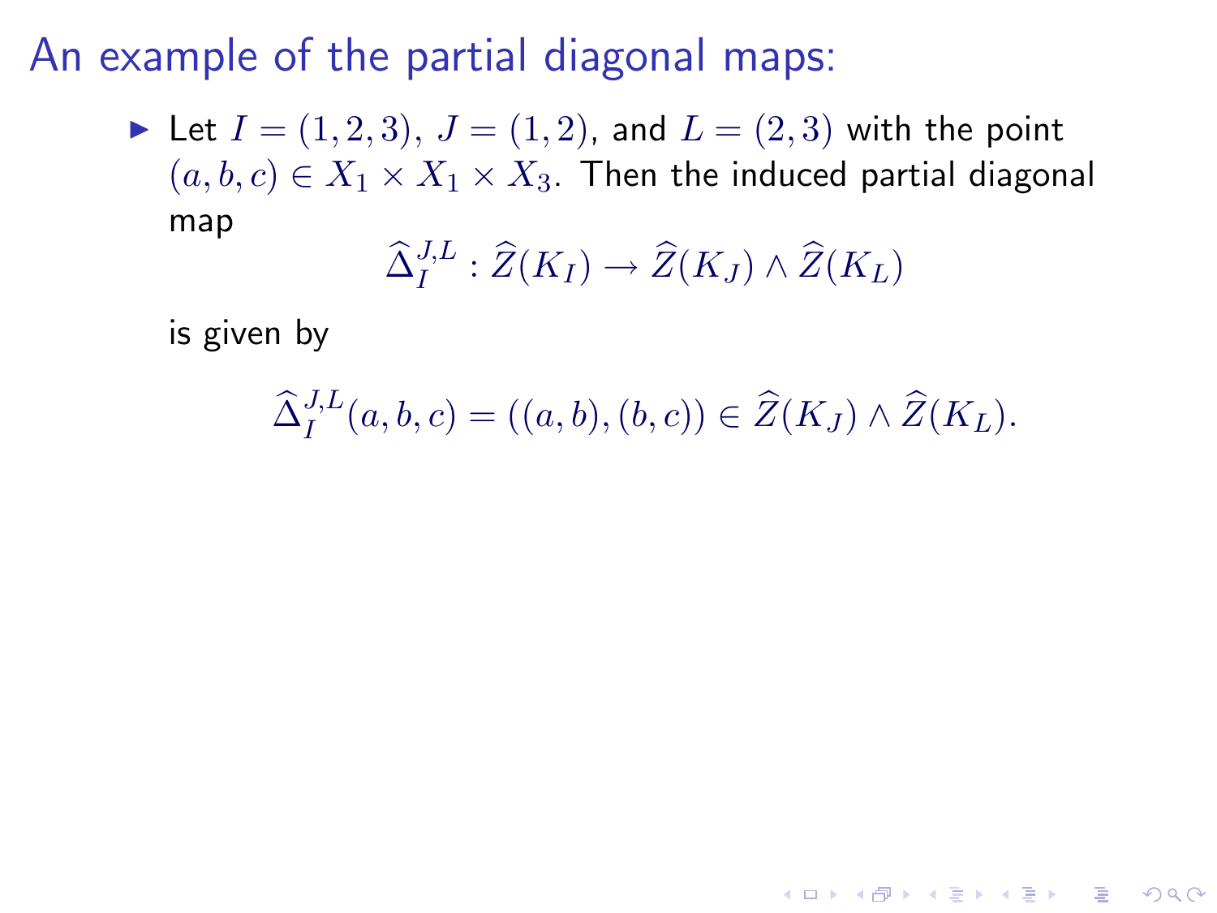# An example of the partial diagonal maps:

- Let $I = (1, 2, 3)$, $J = (1, 2)$, and $L = (2, 3)$ with the point $(a, b, c) \in X_1 \times X_1 \times X_3$. Then the induced partial diagonal map

  $$\widehat{\Delta}_I^{J,L} : \widehat{Z}(K_I) \to \widehat{Z}(K_J) \wedge \widehat{Z}(K_L)$$

  is given by

  $$\widehat{\Delta}_I^{J,L}(a, b, c) = ((a, b), (b, c)) \in \widehat{Z}(K_J) \wedge \widehat{Z}(K_L).$$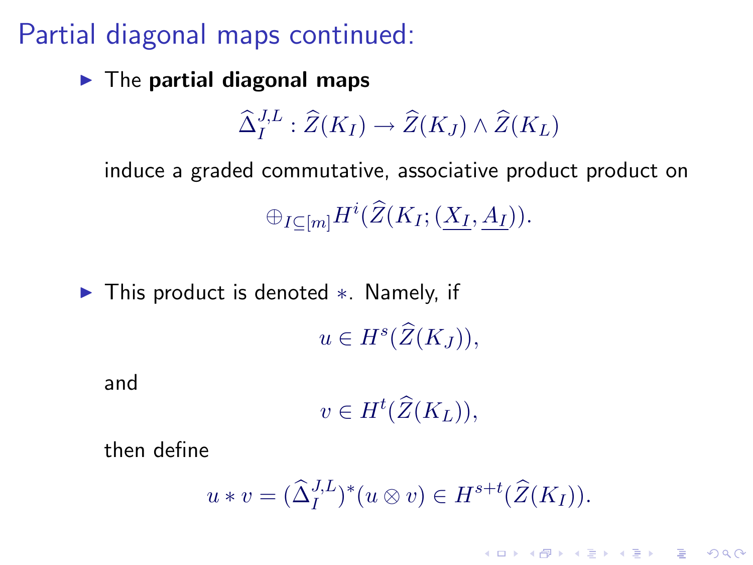# Partial diagonal maps continued:

- The **partial diagonal maps**

$$\widehat{\Delta}_I^{J,L} : \widehat{Z}(K_I) \to \widehat{Z}(K_J) \wedge \widehat{Z}(K_L)$$

  induce a graded commutative, associative product product on

$$\oplus_{I \subseteq [m]} H^i(\widehat{Z}(K_I; (\underline{X_I}, \underline{A_I})).$$

- This product is denoted $*$. Namely, if

$$u \in H^s(\widehat{Z}(K_J)),$$

  and

$$v \in H^t(\widehat{Z}(K_L)),$$

  then define

$$u * v = (\widehat{\Delta}_I^{J,L})^*(u \otimes v) \in H^{s+t}(\widehat{Z}(K_I)).$$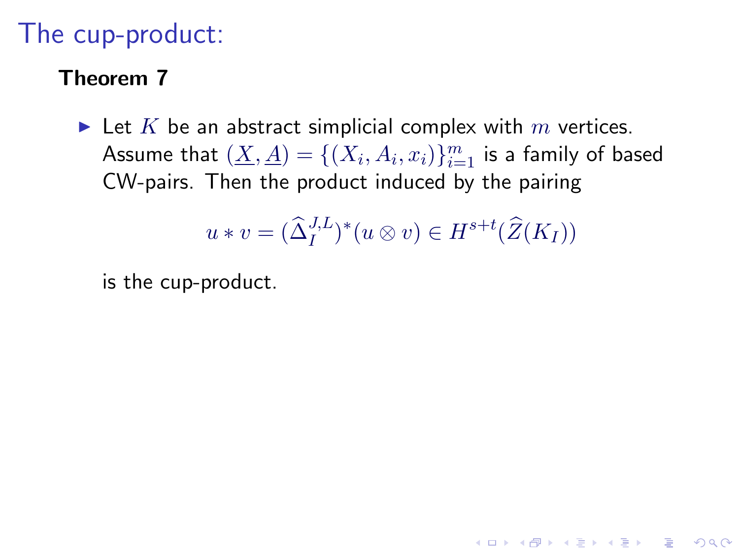# The cup-product:

**Theorem 7**

- Let $K$ be an abstract simplicial complex with $m$ vertices. Assume that $(\underline{X}, \underline{A}) = \{(X_i, A_i, x_i)\}_{i=1}^{m}$ is a family of based CW-pairs. Then the product induced by the pairing

$$u * v = (\widehat{\Delta}_I^{J,L})^*(u \otimes v) \in H^{s+t}(\widehat{Z}(K_I))$$

is the cup-product.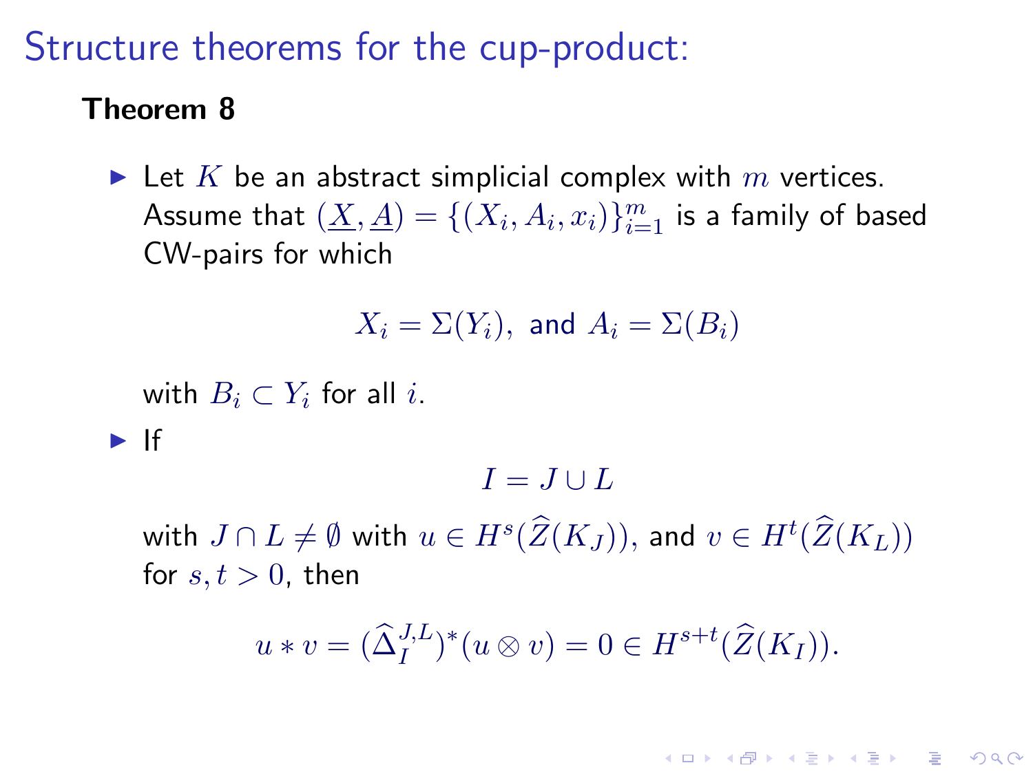# Structure theorems for the cup-product:

**Theorem 8**

- Let $K$ be an abstract simplicial complex with $m$ vertices. Assume that $(\underline{X}, \underline{A}) = \{(X_i, A_i, x_i)\}_{i=1}^m$ is a family of based CW-pairs for which

$$X_i = \Sigma(Y_i), \text{ and } A_i = \Sigma(B_i)$$

  with $B_i \subset Y_i$ for all $i$.

- If

$$I = J \cup L$$

  with $J \cap L \neq \emptyset$ with $u \in H^s(\widehat{Z}(K_J))$, and $v \in H^t(\widehat{Z}(K_L))$ for $s, t > 0$, then

$$u * v = (\widehat{\Delta}_I^{J,L})^*(u \otimes v) = 0 \in H^{s+t}(\widehat{Z}(K_I)).$$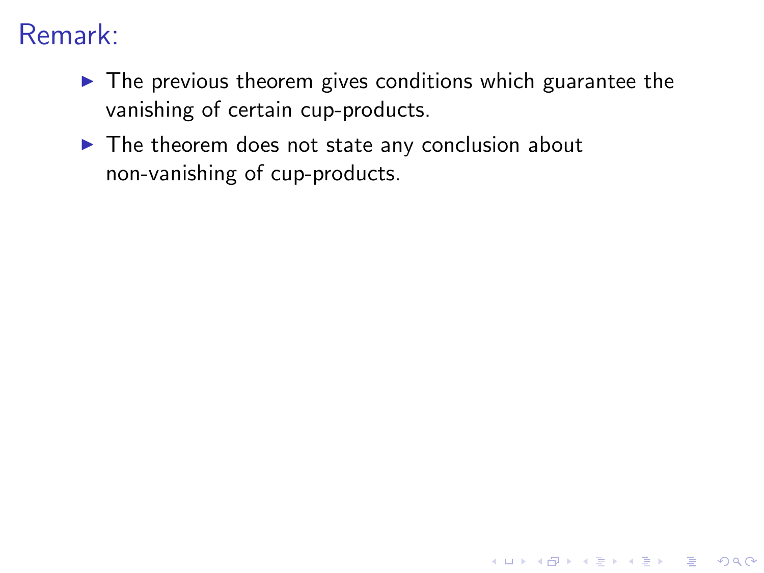## Remark:

- The previous theorem gives conditions which guarantee the vanishing of certain cup-products.
- The theorem does not state any conclusion about non-vanishing of cup-products.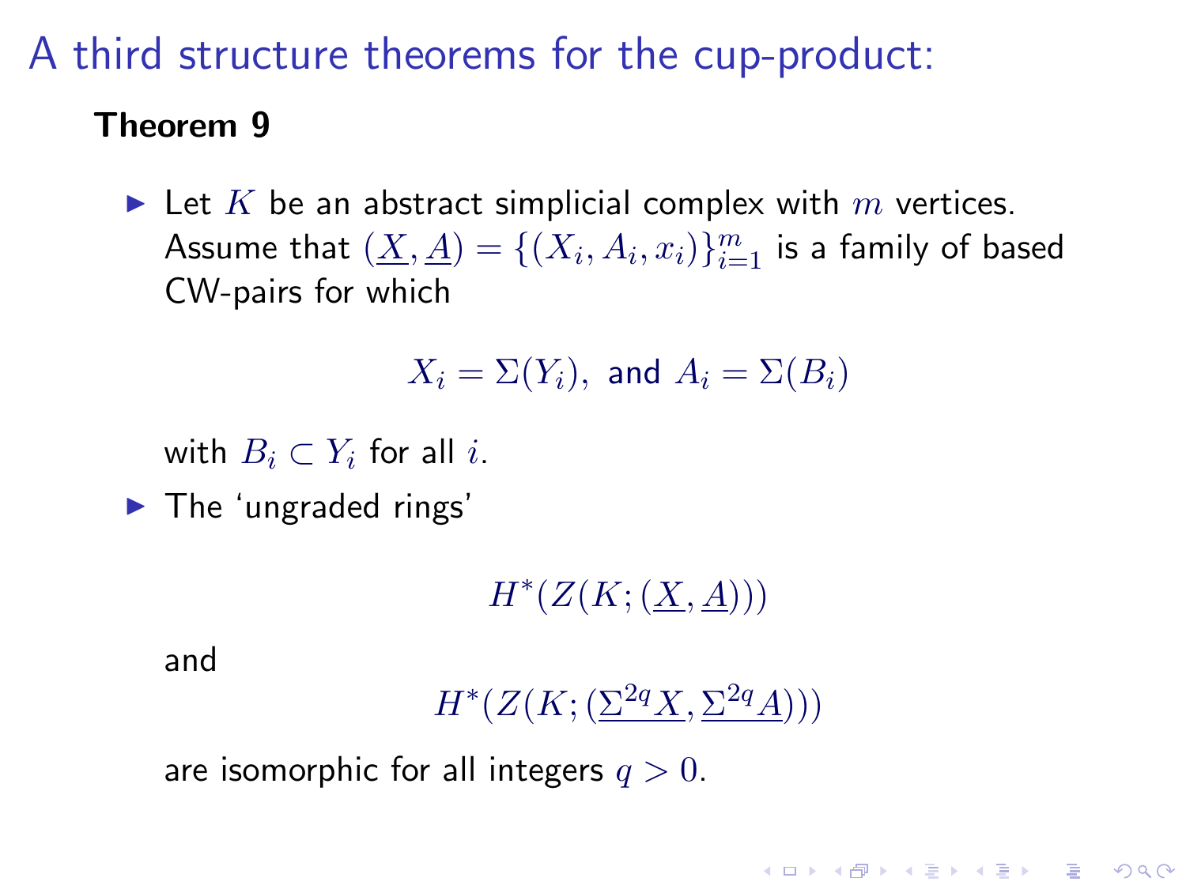# A third structure theorems for the cup-product:

**Theorem 9**

- Let $K$ be an abstract simplicial complex with $m$ vertices. Assume that $(\underline{X}, \underline{A}) = \{(X_i, A_i, x_i)\}_{i=1}^m$ is a family of based CW-pairs for which

$$X_i = \Sigma(Y_i), \text{ and } A_i = \Sigma(B_i)$$

  with $B_i \subset Y_i$ for all $i$.

- The 'ungraded rings'

$$H^*(Z(K; (\underline{X}, \underline{A})))$$

  and

$$H^*(Z(K; (\underline{\Sigma^{2q} X}, \underline{\Sigma^{2q} A})))$$

  are isomorphic for all integers $q > 0$.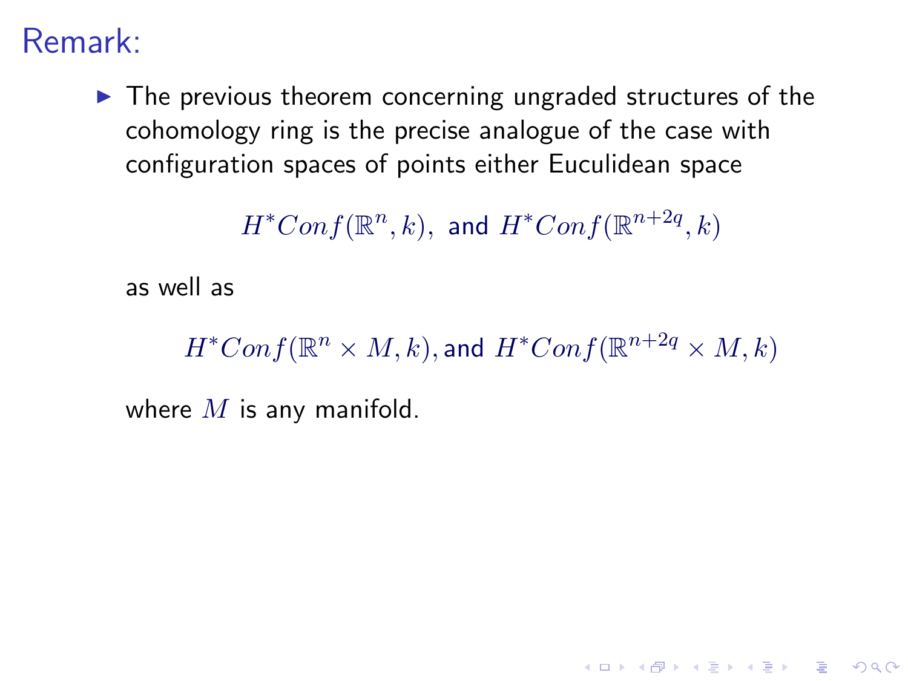# Remark:

- The previous theorem concerning ungraded structures of the cohomology ring is the precise analogue of the case with configuration spaces of points either Euculidean space

$$H^*Conf(\mathbb{R}^n, k), \text{ and } H^*Conf(\mathbb{R}^{n+2q}, k)$$

as well as

$$H^*Conf(\mathbb{R}^n \times M, k), \text{and } H^*Conf(\mathbb{R}^{n+2q} \times M, k)$$

where $M$ is any manifold.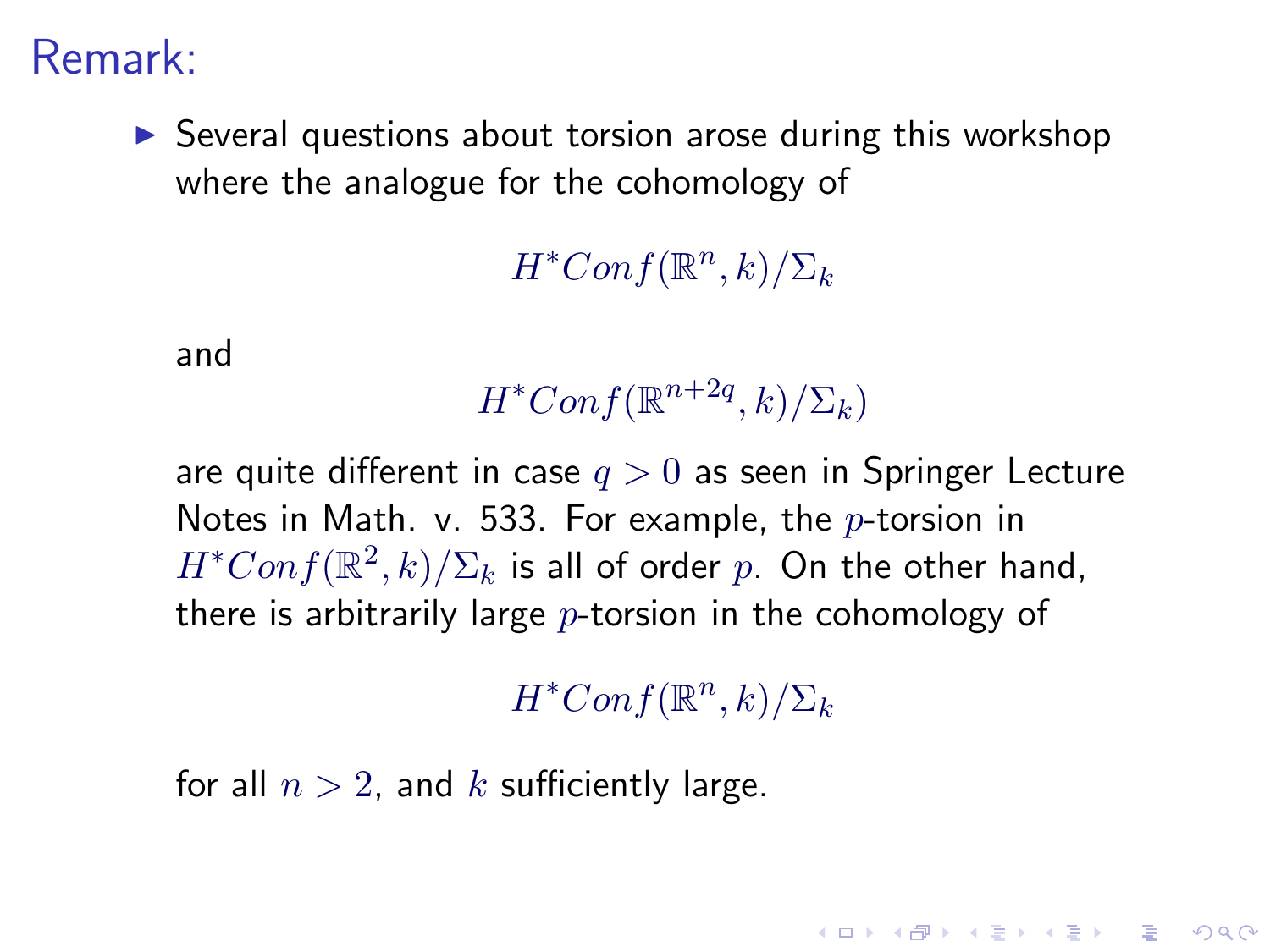# Remark:

- Several questions about torsion arose during this workshop where the analogue for the cohomology of

  $$H^*Conf(\mathbb{R}^n, k)/\Sigma_k$$

  and

  $$H^*Conf(\mathbb{R}^{n+2q}, k)/\Sigma_k)$$

  are quite different in case $q > 0$ as seen in Springer Lecture Notes in Math. v. 533. For example, the $p$-torsion in $H^*Conf(\mathbb{R}^2, k)/\Sigma_k$ is all of order $p$. On the other hand, there is arbitrarily large $p$-torsion in the cohomology of

  $$H^*Conf(\mathbb{R}^n, k)/\Sigma_k$$

  for all $n > 2$, and $k$ sufficiently large.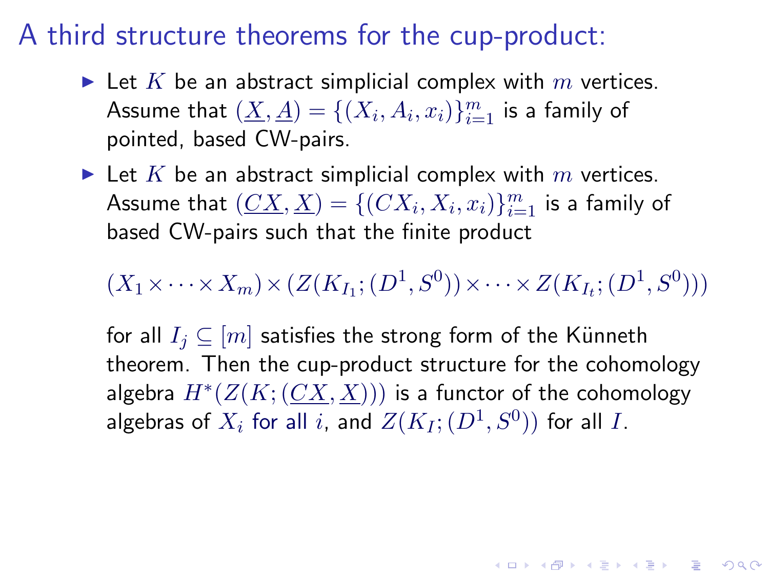# A third structure theorems for the cup-product:

- Let $K$ be an abstract simplicial complex with $m$ vertices. Assume that $(\underline{X}, \underline{A}) = \{(X_i, A_i, x_i)\}_{i=1}^m$ is a family of pointed, based CW-pairs.
- Let $K$ be an abstract simplicial complex with $m$ vertices. Assume that $(\underline{CX}, \underline{X}) = \{(CX_i, X_i, x_i)\}_{i=1}^m$ is a family of based CW-pairs such that the finite product

  $$(X_1 \times \cdots \times X_m) \times (Z(K_{I_1}; (D^1, S^0)) \times \cdots \times Z(K_{I_t}; (D^1, S^0)))$$

  for all $I_j \subseteq [m]$ satisfies the strong form of the Künneth theorem. Then the cup-product structure for the cohomology algebra $H^*(Z(K; (\underline{CX}, \underline{X})))$ is a functor of the cohomology algebras of $X_i$ for all $i$, and $Z(K_I; (D^1, S^0))$ for all $I$.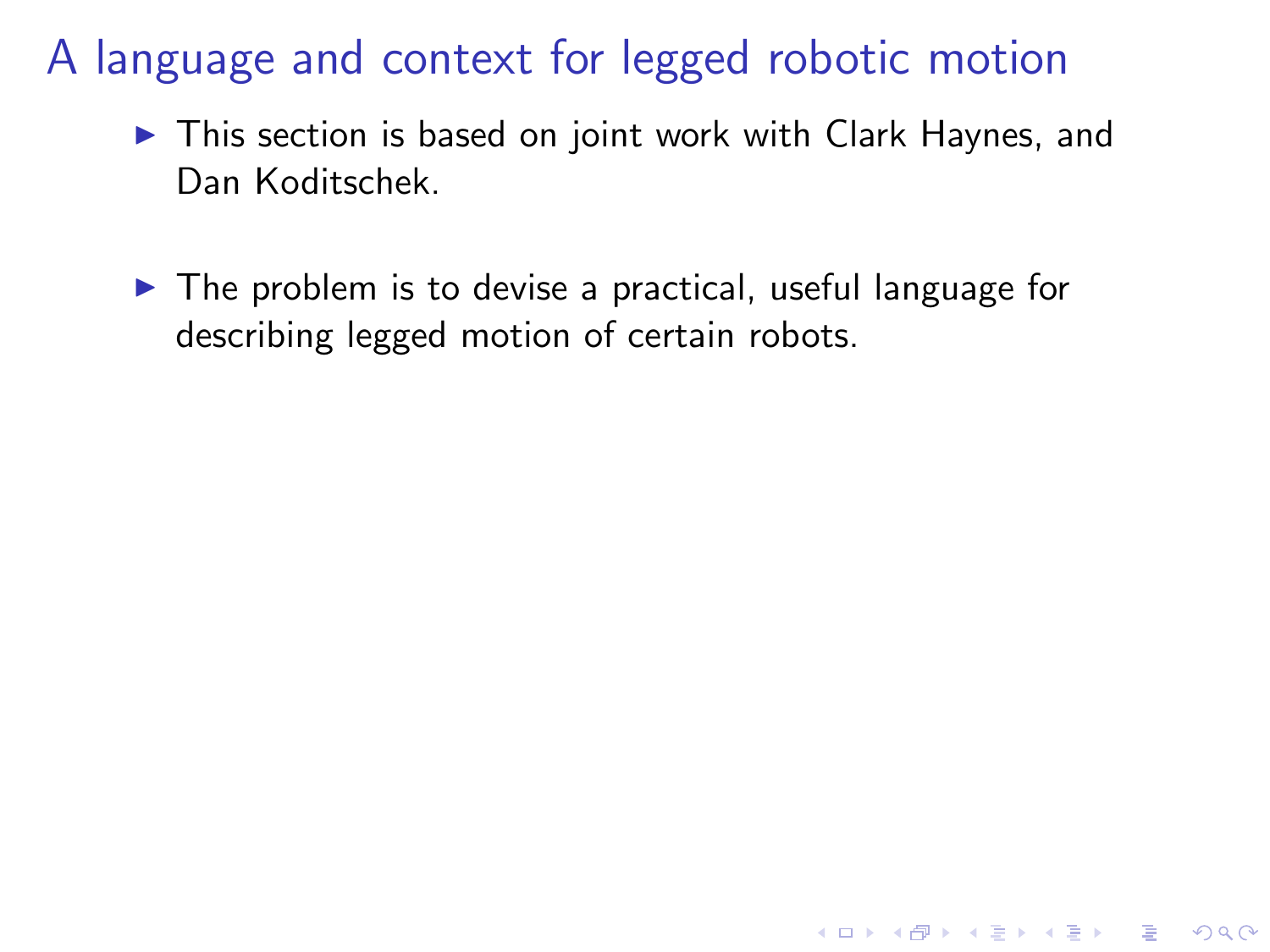# A language and context for legged robotic motion

- This section is based on joint work with Clark Haynes, and Dan Koditschek.

- The problem is to devise a practical, useful language for describing legged motion of certain robots.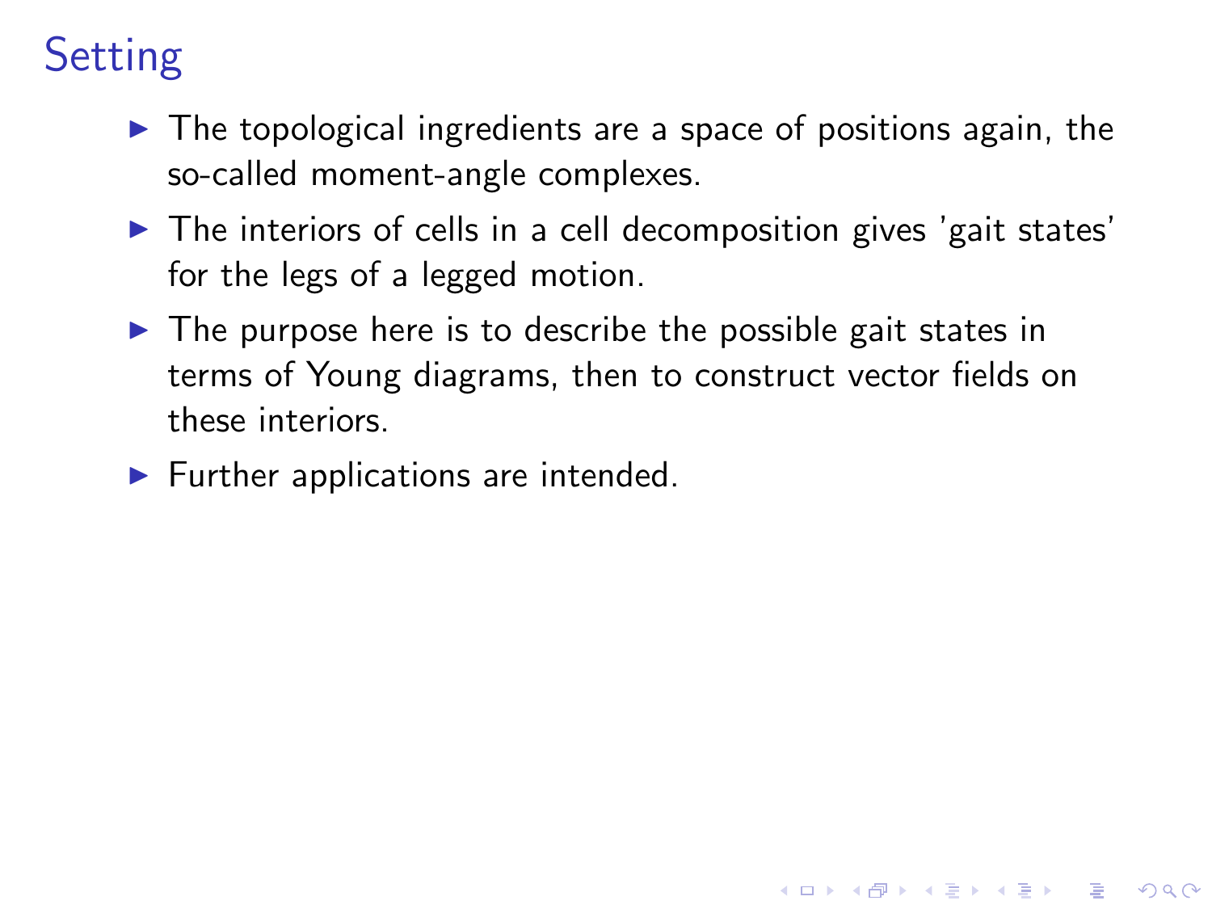# Setting

- The topological ingredients are a space of positions again, the so-called moment-angle complexes.
- The interiors of cells in a cell decomposition gives 'gait states' for the legs of a legged motion.
- The purpose here is to describe the possible gait states in terms of Young diagrams, then to construct vector fields on these interiors.
- Further applications are intended.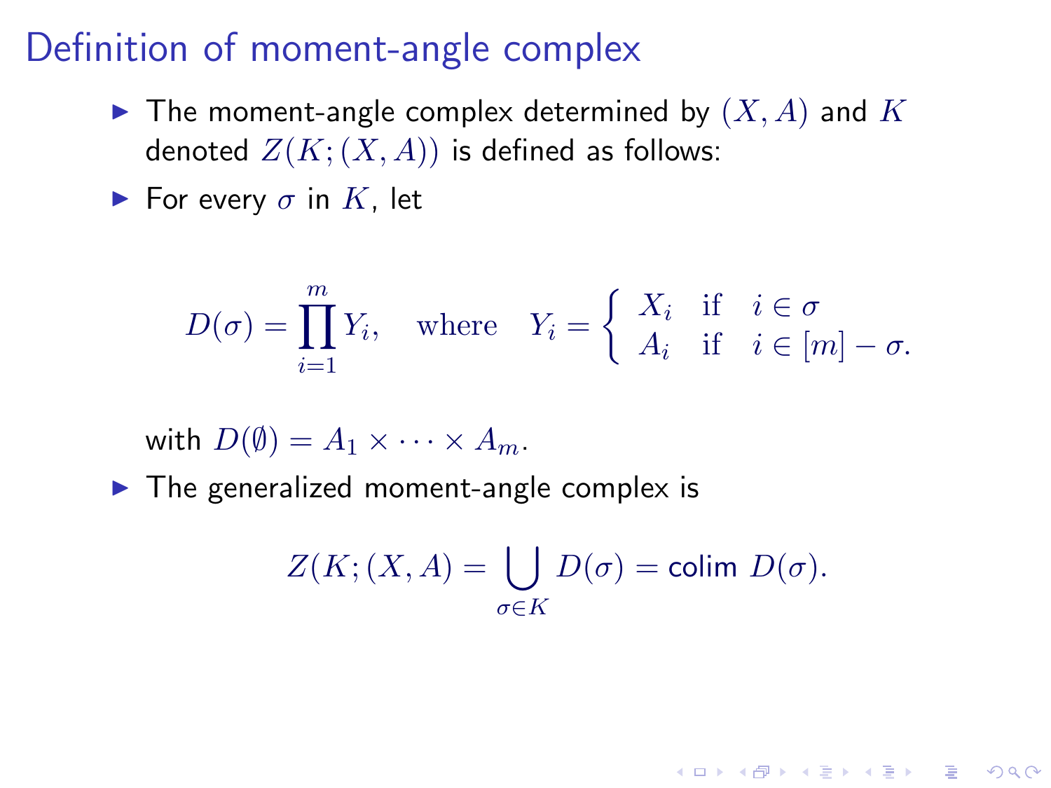# Definition of moment-angle complex

- The moment-angle complex determined by $(X, A)$ and $K$ denoted $Z(K; (X, A))$ is defined as follows:
- For every $\sigma$ in $K$, let

$$D(\sigma) = \prod_{i=1}^{m} Y_i, \quad \text{where} \quad Y_i = \begin{cases} X_i & \text{if} \quad i \in \sigma \\ A_i & \text{if} \quad i \in [m] - \sigma. \end{cases}$$

  with $D(\emptyset) = A_1 \times \cdots \times A_m$.

- The generalized moment-angle complex is

$$Z(K; (X, A) = \bigcup_{\sigma \in K} D(\sigma) = \text{colim } D(\sigma).$$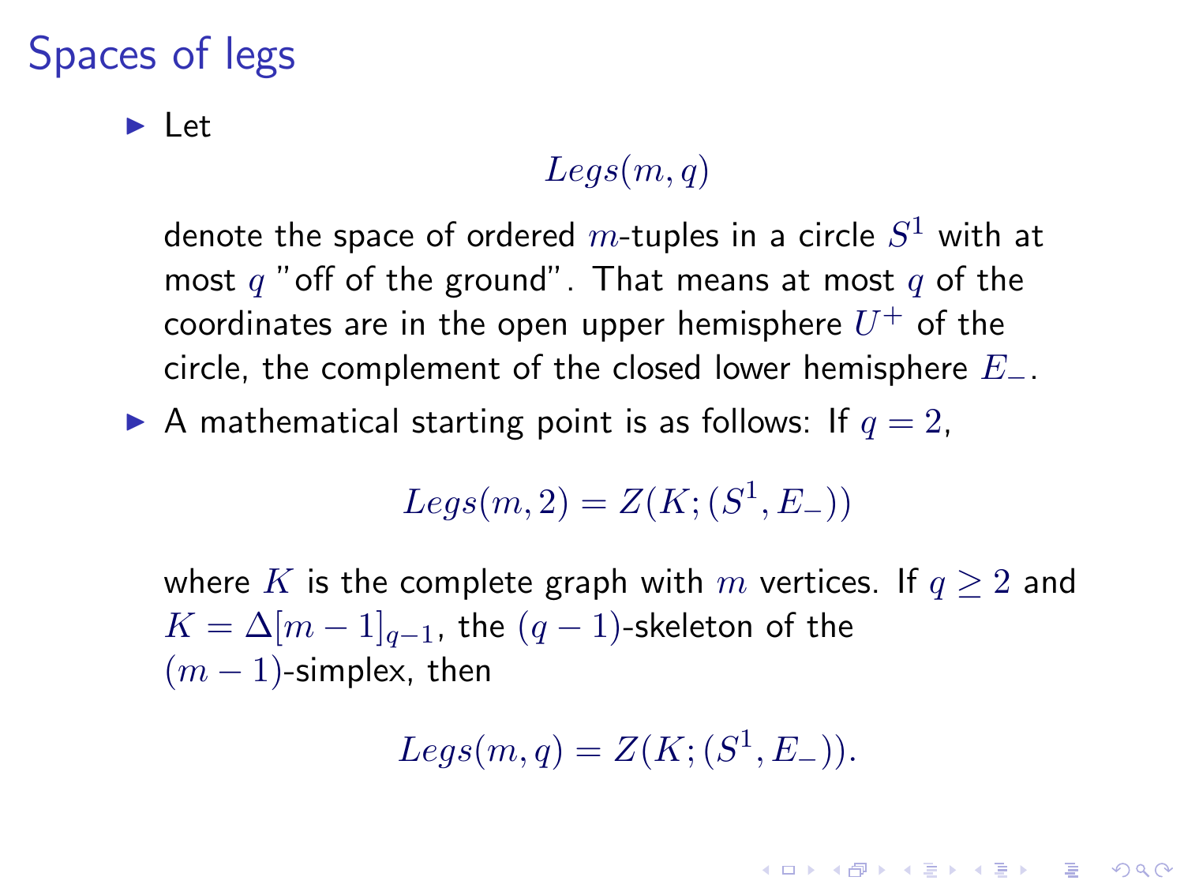# Spaces of legs

- Let

$$Legs(m,q)$$

denote the space of ordered $m$-tuples in a circle $S^1$ with at most $q$ "off of the ground". That means at most $q$ of the coordinates are in the open upper hemisphere $U^+$ of the circle, the complement of the closed lower hemisphere $E_-$.

- A mathematical starting point is as follows: If $q = 2$,

$$Legs(m,2) = Z(K;(S^1,E_-))$$

where $K$ is the complete graph with $m$ vertices. If $q \geq 2$ and $K = \Delta[m-1]_{q-1}$, the $(q-1)$-skeleton of the $(m-1)$-simplex, then

$$Legs(m,q) = Z(K;(S^1,E_-)).$$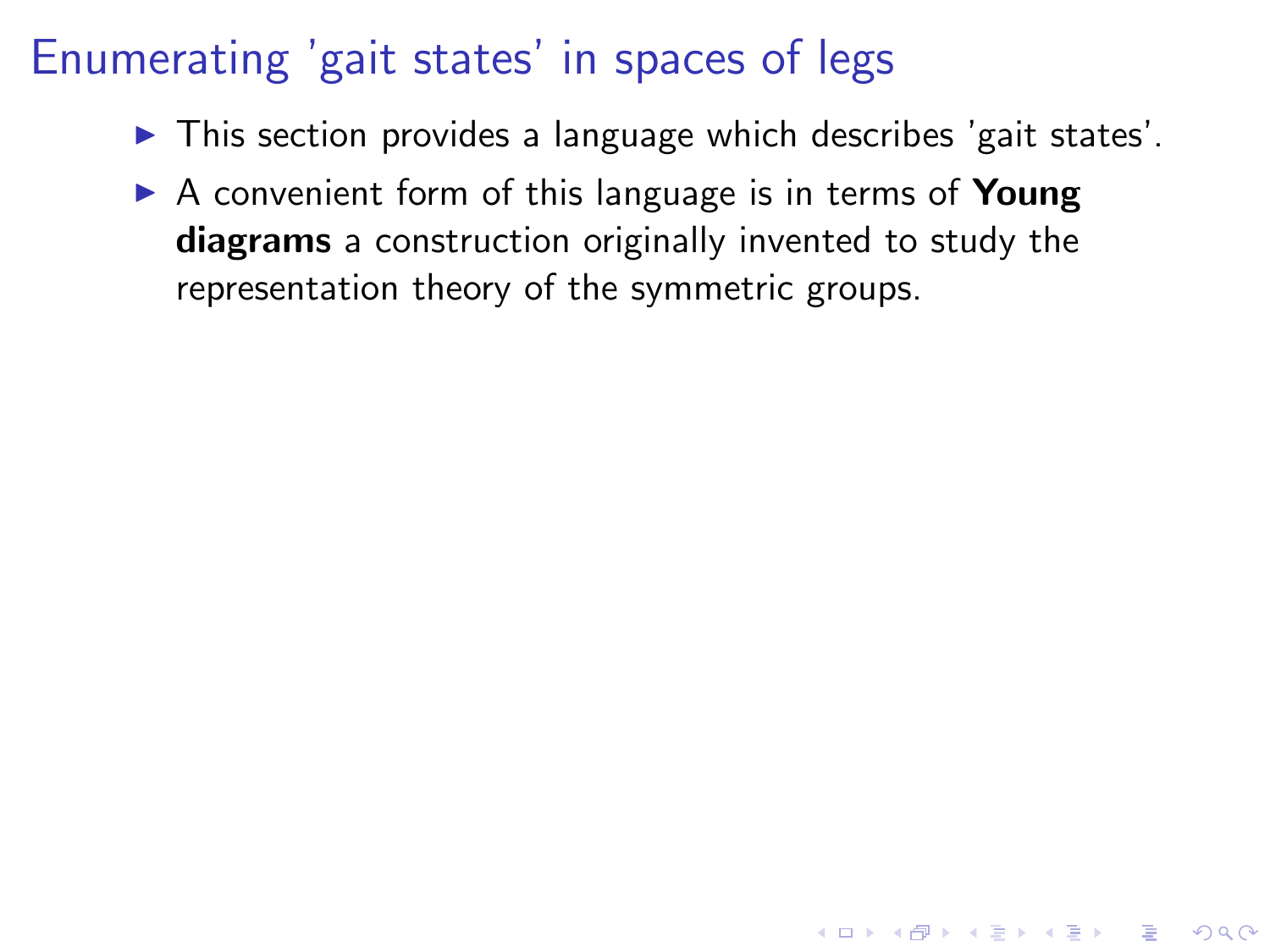# Enumerating 'gait states' in spaces of legs

- This section provides a language which describes 'gait states'.
- A convenient form of this language is in terms of **Young diagrams** a construction originally invented to study the representation theory of the symmetric groups.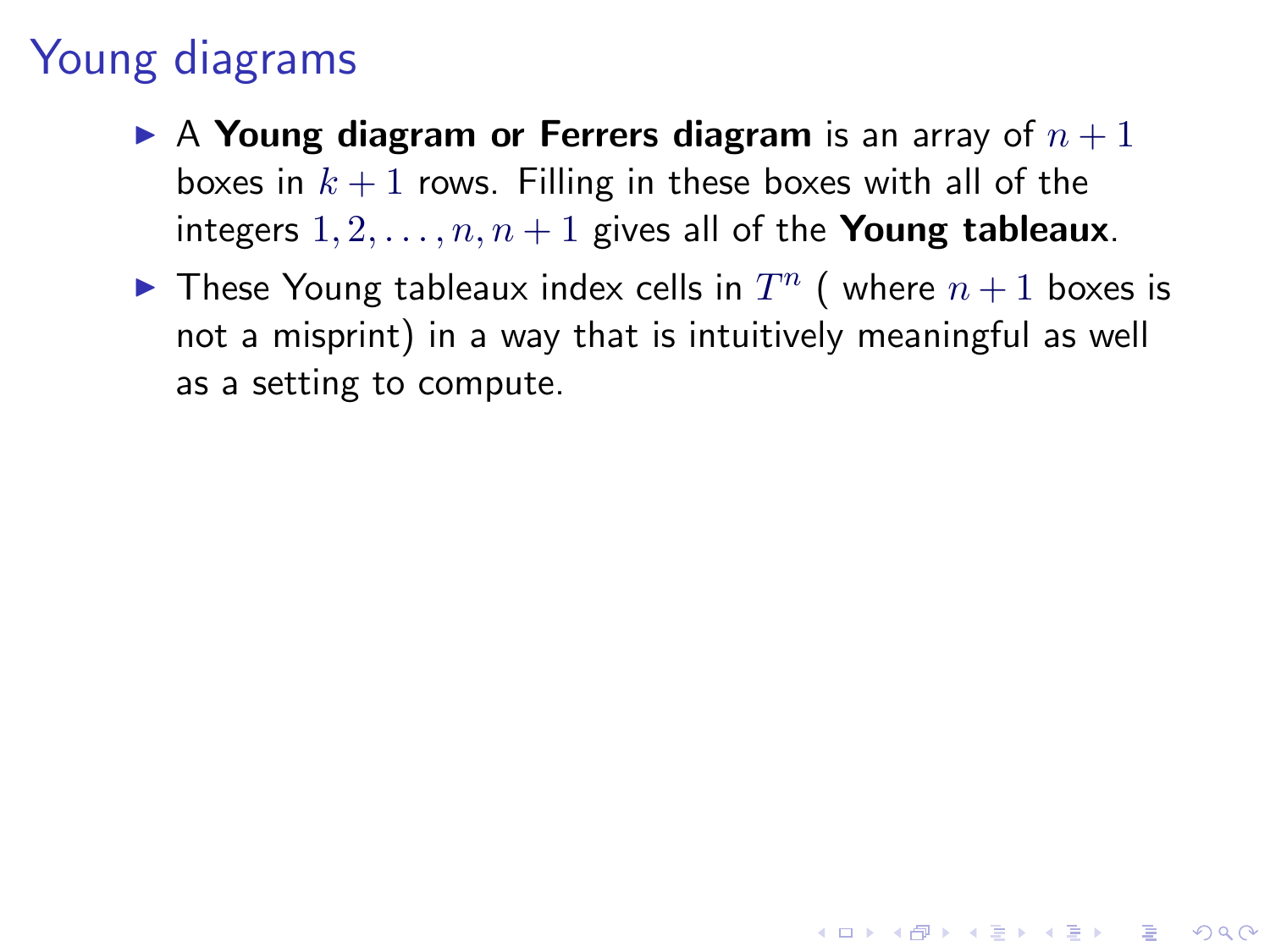# Young diagrams

- A **Young diagram or Ferrers diagram** is an array of $n+1$ boxes in $k+1$ rows. Filling in these boxes with all of the integers $1, 2, \ldots, n, n+1$ gives all of the **Young tableaux**.
- These Young tableaux index cells in $T^n$ ( where $n+1$ boxes is not a misprint) in a way that is intuitively meaningful as well as a setting to compute.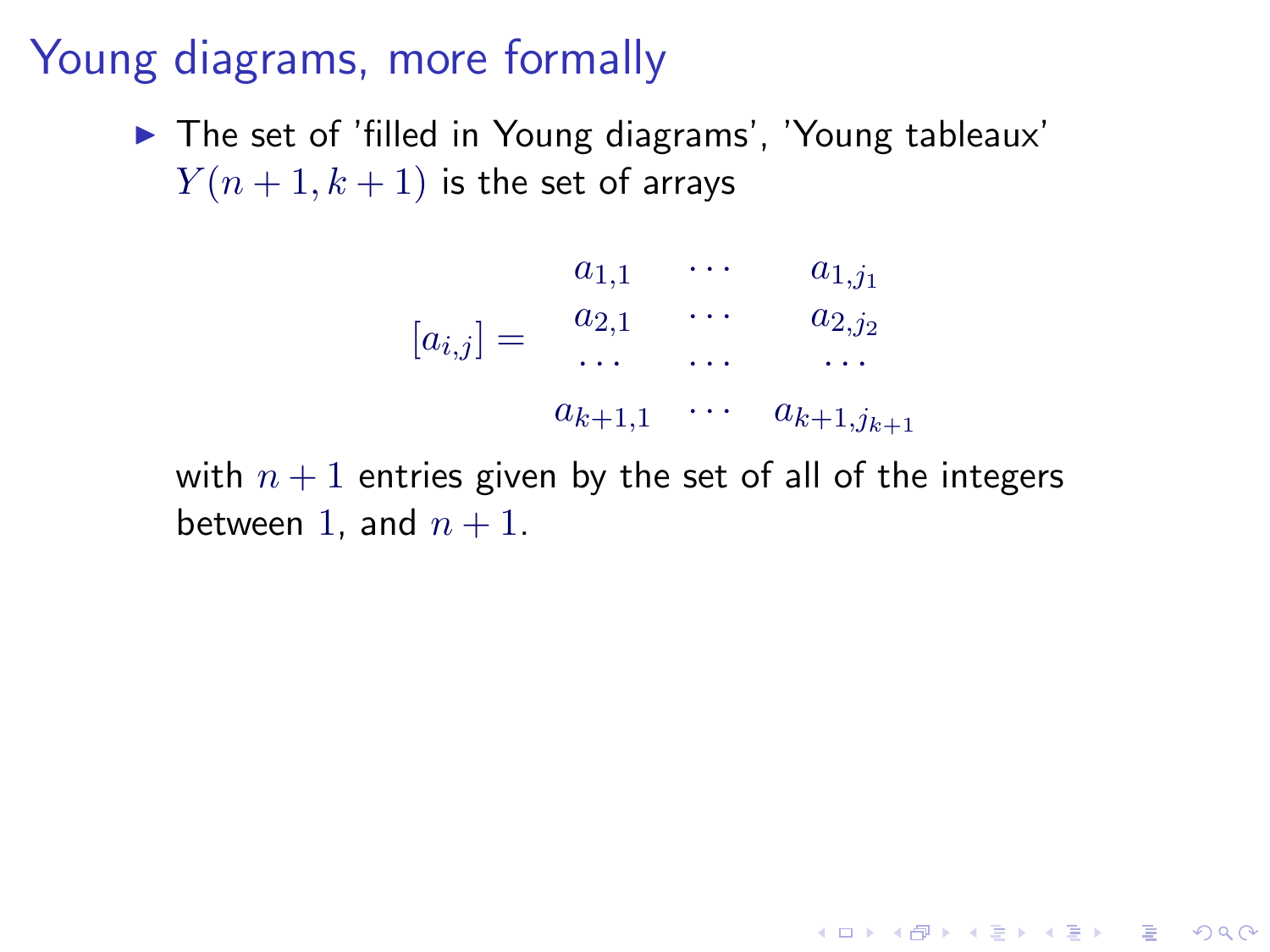# Young diagrams, more formally

- The set of 'filled in Young diagrams', 'Young tableaux' $Y(n+1, k+1)$ is the set of arrays

$$
[a_{i,j}] = \begin{array}{ccc}
a_{1,1} & \cdots & a_{1,j_1} \\
a_{2,1} & \cdots & a_{2,j_2} \\
\cdots & \cdots & \cdots \\
a_{k+1,1} & \cdots & a_{k+1,j_{k+1}}
\end{array}
$$

with $n+1$ entries given by the set of all of the integers between $1$, and $n+1$.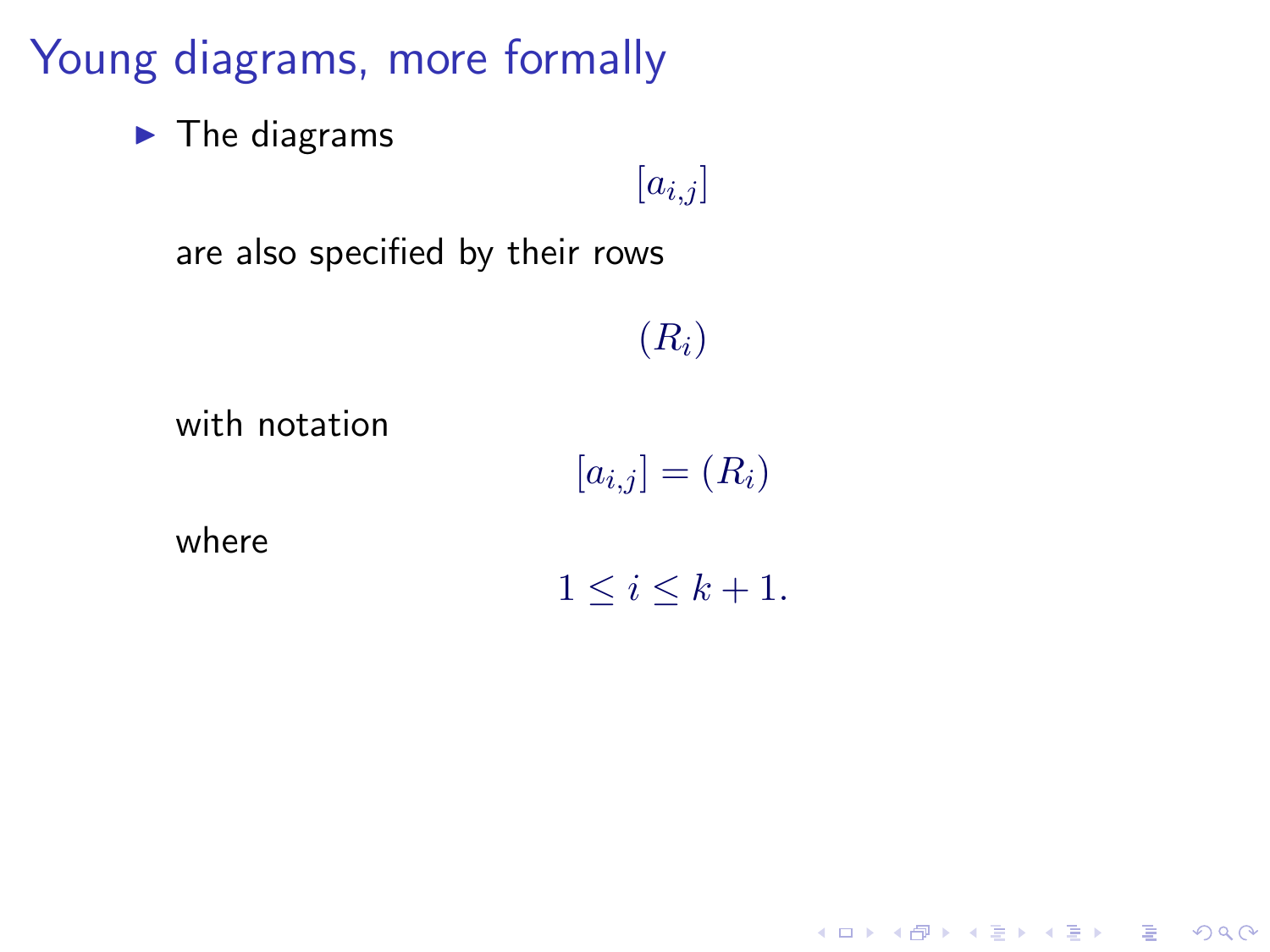# Young diagrams, more formally

- The diagrams

  $$[a_{i,j}]$$

  are also specified by their rows

  $$(R_i)$$

  with notation

  $$[a_{i,j}] = (R_i)$$

  where

  $$1 \leq i \leq k+1.$$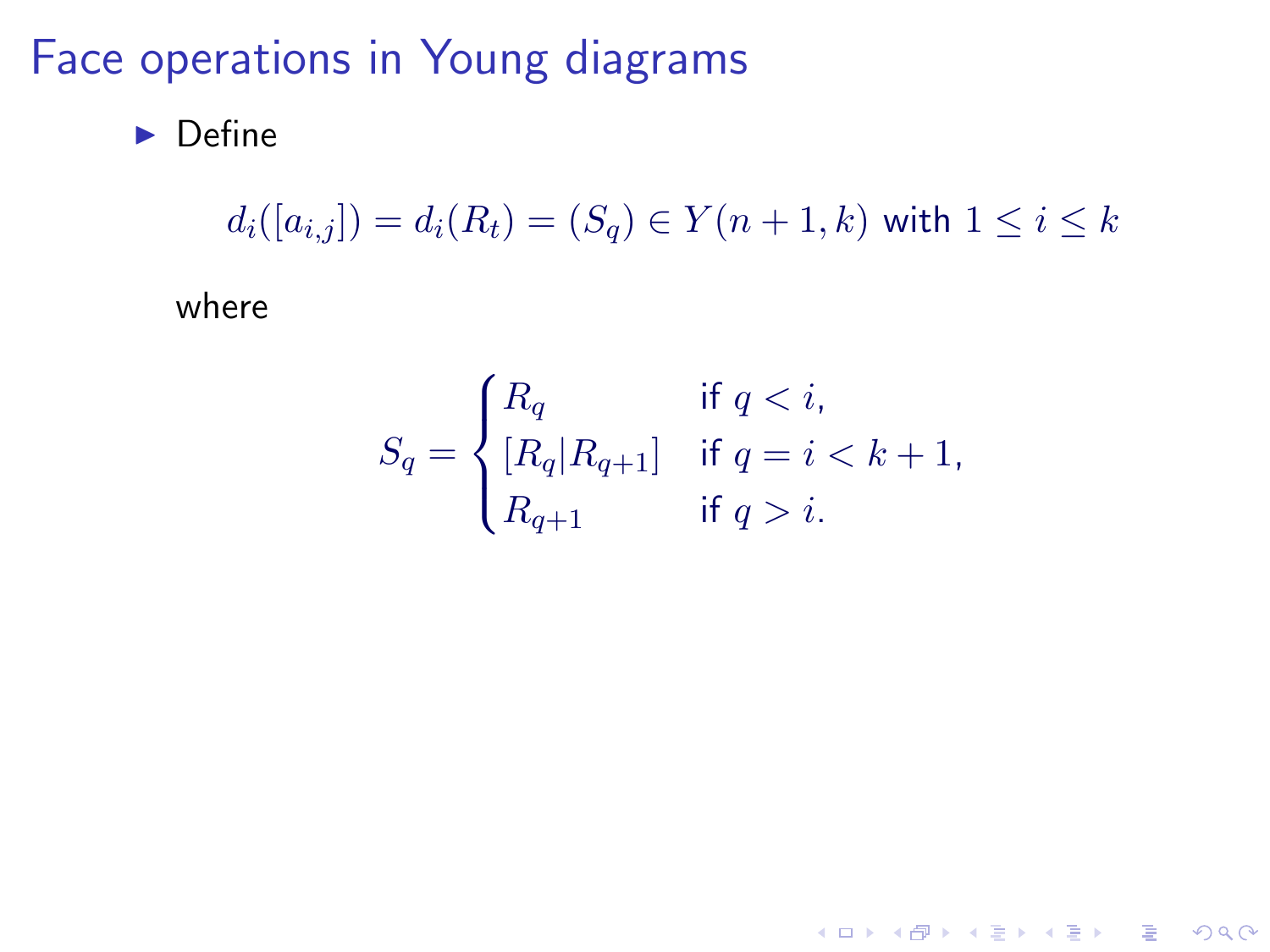# Face operations in Young diagrams

- Define

$$d_i([a_{i,j}]) = d_i(R_t) = (S_q) \in Y(n+1,k) \text{ with } 1 \leq i \leq k$$

where

$$S_q = \begin{cases} R_q & \text{if } q < i, \\ [R_q | R_{q+1}] & \text{if } q = i < k+1, \\ R_{q+1} & \text{if } q > i. \end{cases}$$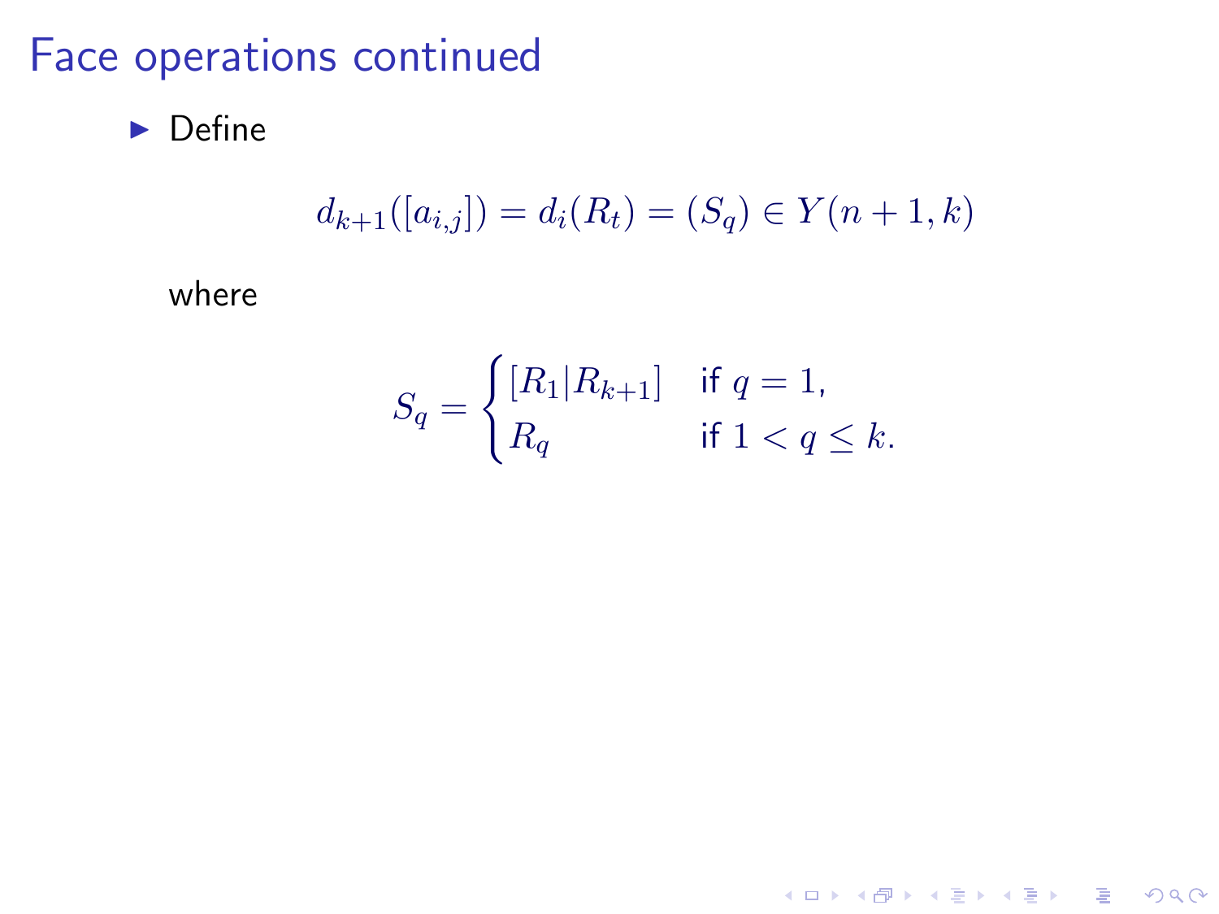# Face operations continued

- Define

$$d_{k+1}([a_{i,j}]) = d_i(R_t) = (S_q) \in Y(n+1,k)$$

where

$$S_q = \begin{cases} [R_1|R_{k+1}] & \text{if } q = 1, \\ R_q & \text{if } 1 < q \leq k. \end{cases}$$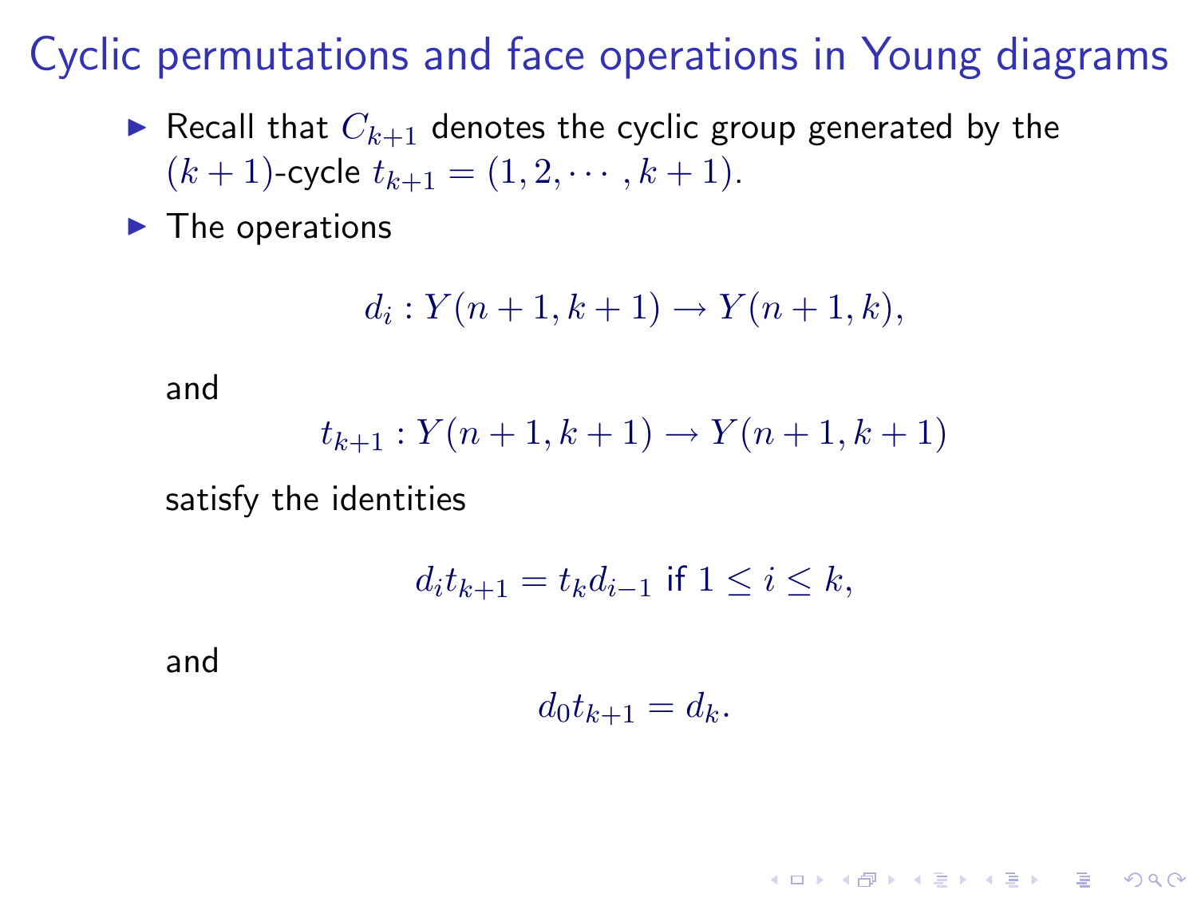# Cyclic permutations and face operations in Young diagrams

- Recall that $C_{k+1}$ denotes the cyclic group generated by the $(k+1)$-cycle $t_{k+1} = (1, 2, \cdots, k+1)$.
- The operations

$$d_i : Y(n+1, k+1) \to Y(n+1, k),$$

  and

$$t_{k+1} : Y(n+1, k+1) \to Y(n+1, k+1)$$

  satisfy the identities

$$d_i t_{k+1} = t_k d_{i-1} \text{ if } 1 \leq i \leq k,$$

  and

$$d_0 t_{k+1} = d_k.$$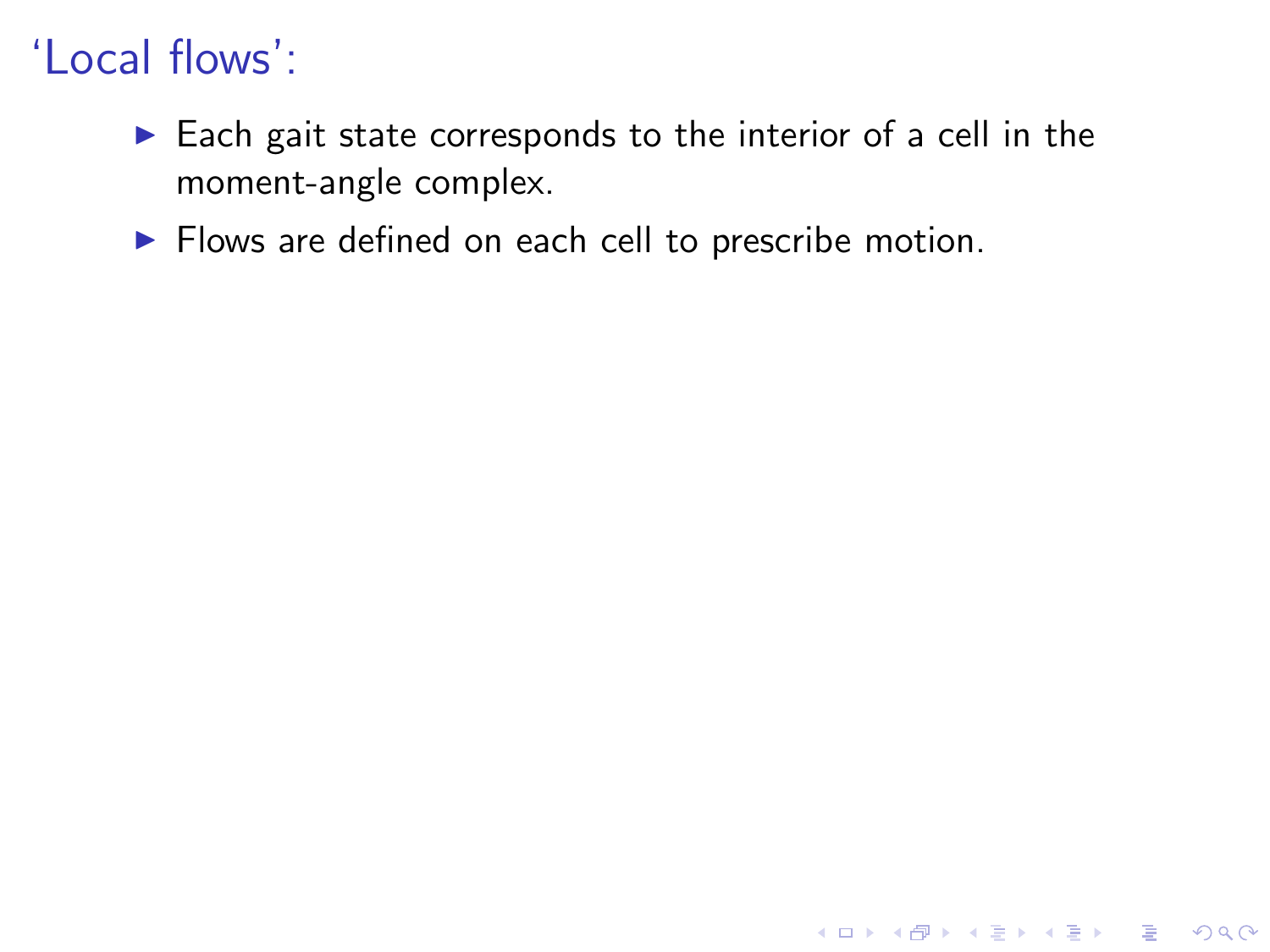## ‘Local flows’:

- Each gait state corresponds to the interior of a cell in the moment-angle complex.
- Flows are defined on each cell to prescribe motion.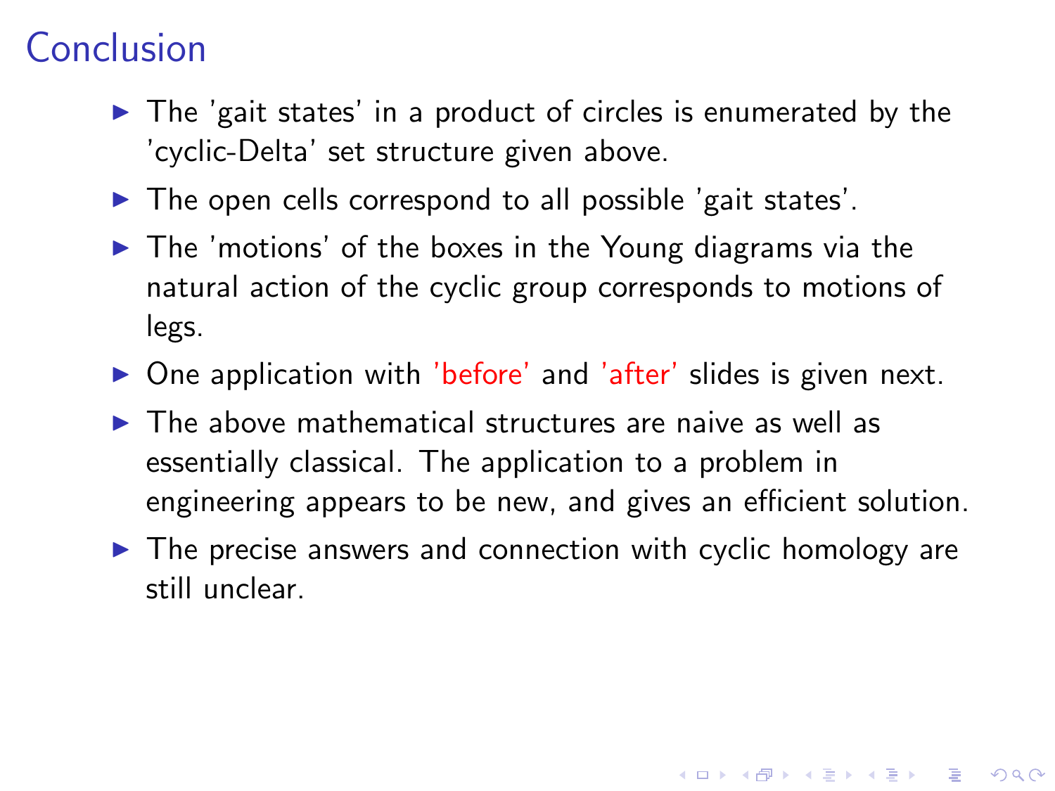# Conclusion

- The 'gait states' in a product of circles is enumerated by the 'cyclic-Delta' set structure given above.
- The open cells correspond to all possible 'gait states'.
- The 'motions' of the boxes in the Young diagrams via the natural action of the cyclic group corresponds to motions of legs.
- One application with 'before' and 'after' slides is given next.
- The above mathematical structures are naive as well as essentially classical. The application to a problem in engineering appears to be new, and gives an efficient solution.
- The precise answers and connection with cyclic homology are still unclear.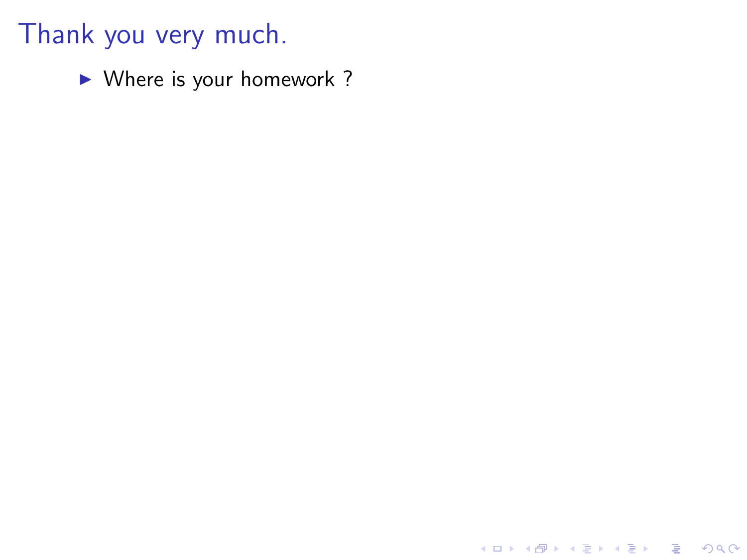# Thank you very much.

- Where is your homework ?